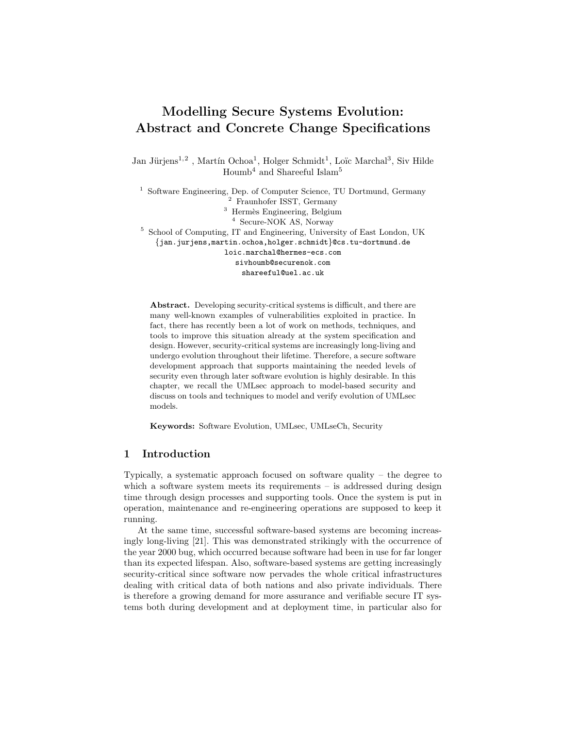# Modelling Secure Systems Evolution: Abstract and Concrete Change Specifications

Jan Jürjens[1,2] , Martín Ochoa[1], Holger Schmidt[1], Loïc Marchal[3], Siv Hilde Houmb[4] and Shareeful Islam[5]

[1] Software Engineering, Dep. of Computer Science, TU Dortmund, Germany
[2] Fraunhofer ISST, Germany
[3] Hermès Engineering, Belgium
[4] Secure-NOK AS, Norway
[5] School of Computing, IT and Engineering, University of East London, UK

{jan.jurjens,martin.ochoa,holger.schmidt}@cs.tu-dortmund.de
loic.marchal@hermes-ecs.com
sivhoumb@securenok.com
shareeful@uel.ac.uk

**Abstract.** Developing security-critical systems is difficult, and there are many well-known examples of vulnerabilities exploited in practice. In fact, there has recently been a lot of work on methods, techniques, and tools to improve this situation already at the system specification and design. However, security-critical systems are increasingly long-living and undergo evolution throughout their lifetime. Therefore, a secure software development approach that supports maintaining the needed levels of security even through later software evolution is highly desirable. In this chapter, we recall the UMLsec approach to model-based security and discuss on tools and techniques to model and verify evolution of UMLsec models.

**Keywords:** Software Evolution, UMLsec, UMLseCh, Security

## 1 Introduction

Typically, a systematic approach focused on software quality – the degree to which a software system meets its requirements – is addressed during design time through design processes and supporting tools. Once the system is put in operation, maintenance and re-engineering operations are supposed to keep it running.

At the same time, successful software-based systems are becoming increasingly long-living [21]. This was demonstrated strikingly with the occurrence of the year 2000 bug, which occurred because software had been in use for far longer than its expected lifespan. Also, software-based systems are getting increasingly security-critical since software now pervades the whole critical infrastructures dealing with critical data of both nations and also private individuals. There is therefore a growing demand for more assurance and verifiable secure IT systems both during development and at deployment time, in particular also for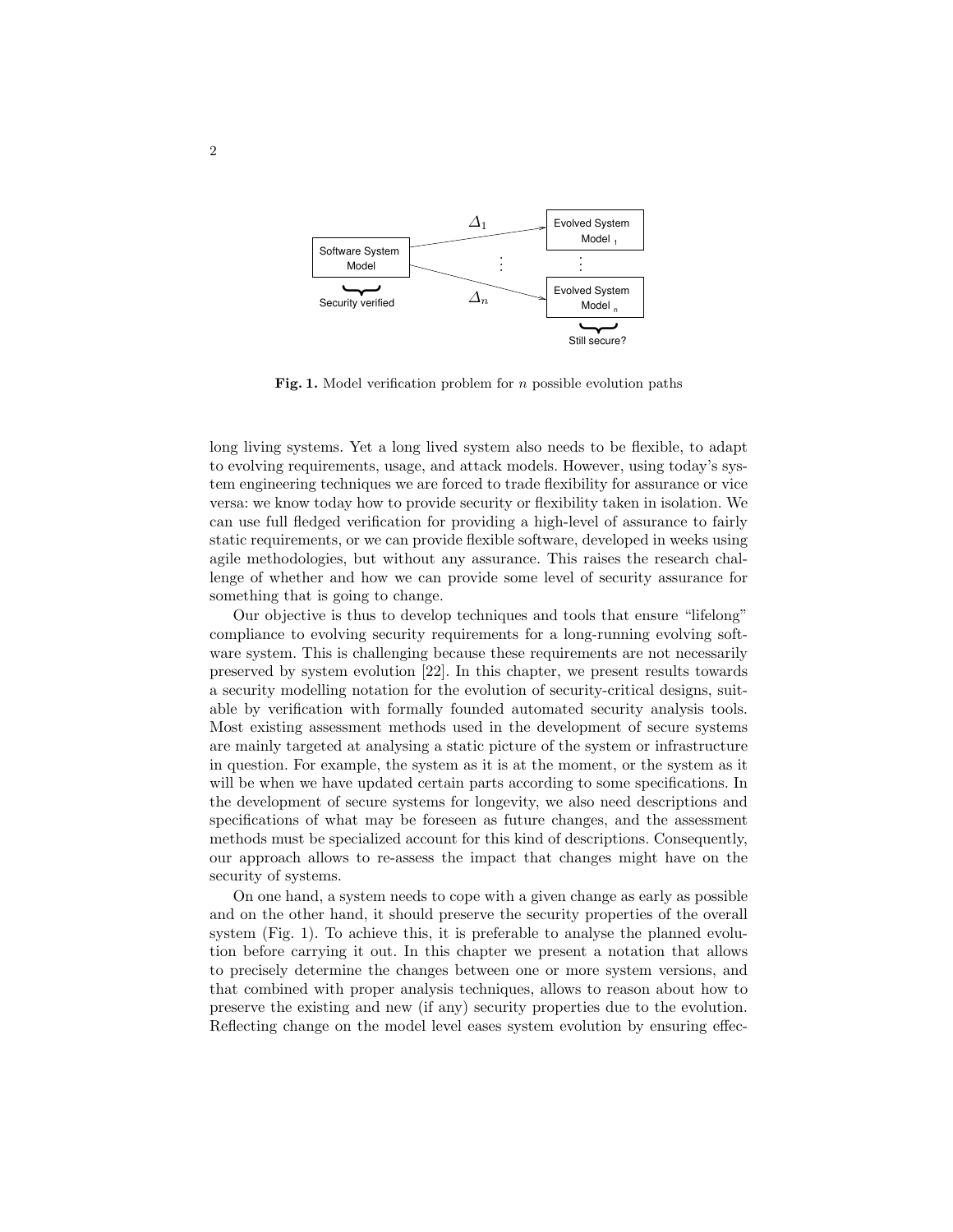**Fig. 1.** Model verification problem for $n$ possible evolution paths

long living systems. Yet a long lived system also needs to be flexible, to adapt to evolving requirements, usage, and attack models. However, using today's system engineering techniques we are forced to trade flexibility for assurance or vice versa: we know today how to provide security or flexibility taken in isolation. We can use full fledged verification for providing a high-level of assurance to fairly static requirements, or we can provide flexible software, developed in weeks using agile methodologies, but without any assurance. This raises the research challenge of whether and how we can provide some level of security assurance for something that is going to change.

Our objective is thus to develop techniques and tools that ensure "lifelong" compliance to evolving security requirements for a long-running evolving software system. This is challenging because these requirements are not necessarily preserved by system evolution [22]. In this chapter, we present results towards a security modelling notation for the evolution of security-critical designs, suitable by verification with formally founded automated security analysis tools. Most existing assessment methods used in the development of secure systems are mainly targeted at analysing a static picture of the system or infrastructure in question. For example, the system as it is at the moment, or the system as it will be when we have updated certain parts according to some specifications. In the development of secure systems for longevity, we also need descriptions and specifications of what may be foreseen as future changes, and the assessment methods must be specialized account for this kind of descriptions. Consequently, our approach allows to re-assess the impact that changes might have on the security of systems.

On one hand, a system needs to cope with a given change as early as possible and on the other hand, it should preserve the security properties of the overall system (Fig. 1). To achieve this, it is preferable to analyse the planned evolution before carrying it out. In this chapter we present a notation that allows to precisely determine the changes between one or more system versions, and that combined with proper analysis techniques, allows to reason about how to preserve the existing and new (if any) security properties due to the evolution. Reflecting change on the model level eases system evolution by ensuring effec-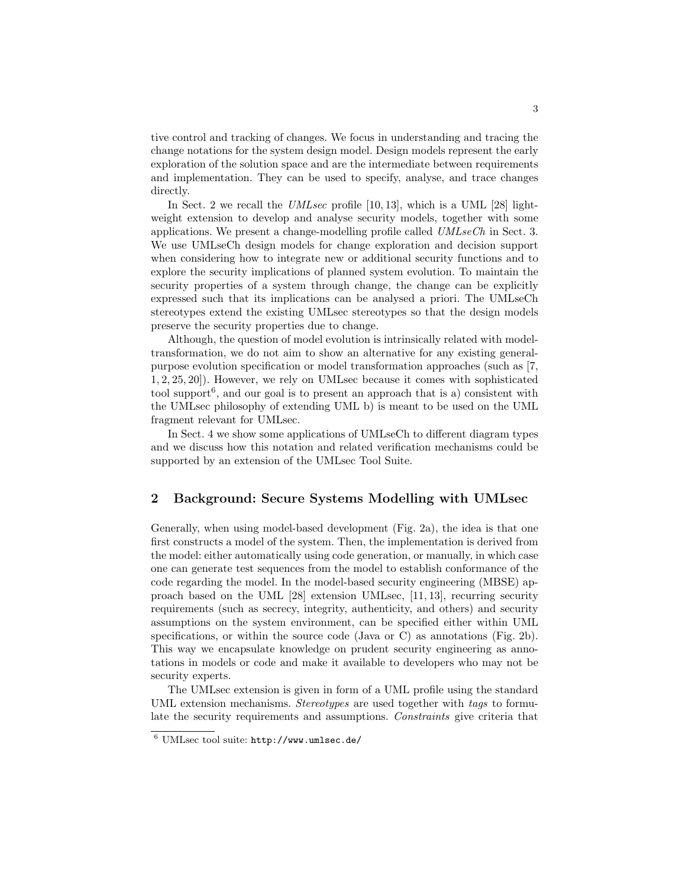tive control and tracking of changes. We focus in understanding and tracing the change notations for the system design model. Design models represent the early exploration of the solution space and are the intermediate between requirements and implementation. They can be used to specify, analyse, and trace changes directly.

In Sect. 2 we recall the *UMLsec* profile [10, 13], which is a UML [28] light-weight extension to develop and analyse security models, together with some applications. We present a change-modelling profile called *UMLseCh* in Sect. 3. We use UMLseCh design models for change exploration and decision support when considering how to integrate new or additional security functions and to explore the security implications of planned system evolution. To maintain the security properties of a system through change, the change can be explicitly expressed such that its implications can be analysed a priori. The UMLseCh stereotypes extend the existing UMLsec stereotypes so that the design models preserve the security properties due to change.

Although, the question of model evolution is intrinsically related with model-transformation, we do not aim to show an alternative for any existing general-purpose evolution specification or model transformation approaches (such as [7, 1, 2, 25, 20]). However, we rely on UMLsec because it comes with sophisticated tool support[6], and our goal is to present an approach that is a) consistent with the UMLsec philosophy of extending UML b) is meant to be used on the UML fragment relevant for UMLsec.

In Sect. 4 we show some applications of UMLseCh to different diagram types and we discuss how this notation and related verification mechanisms could be supported by an extension of the UMLsec Tool Suite.

## 2 Background: Secure Systems Modelling with UMLsec

Generally, when using model-based development (Fig. 2a), the idea is that one first constructs a model of the system. Then, the implementation is derived from the model: either automatically using code generation, or manually, in which case one can generate test sequences from the model to establish conformance of the code regarding the model. In the model-based security engineering (MBSE) approach based on the UML [28] extension UMLsec, [11, 13], recurring security requirements (such as secrecy, integrity, authenticity, and others) and security assumptions on the system environment, can be specified either within UML specifications, or within the source code (Java or C) as annotations (Fig. 2b). This way we encapsulate knowledge on prudent security engineering as annotations in models or code and make it available to developers who may not be security experts.

The UMLsec extension is given in form of a UML profile using the standard UML extension mechanisms. *Stereotypes* are used together with *tags* to formulate the security requirements and assumptions. *Constraints* give criteria that

[6] UMLsec tool suite: `http://www.umlsec.de/`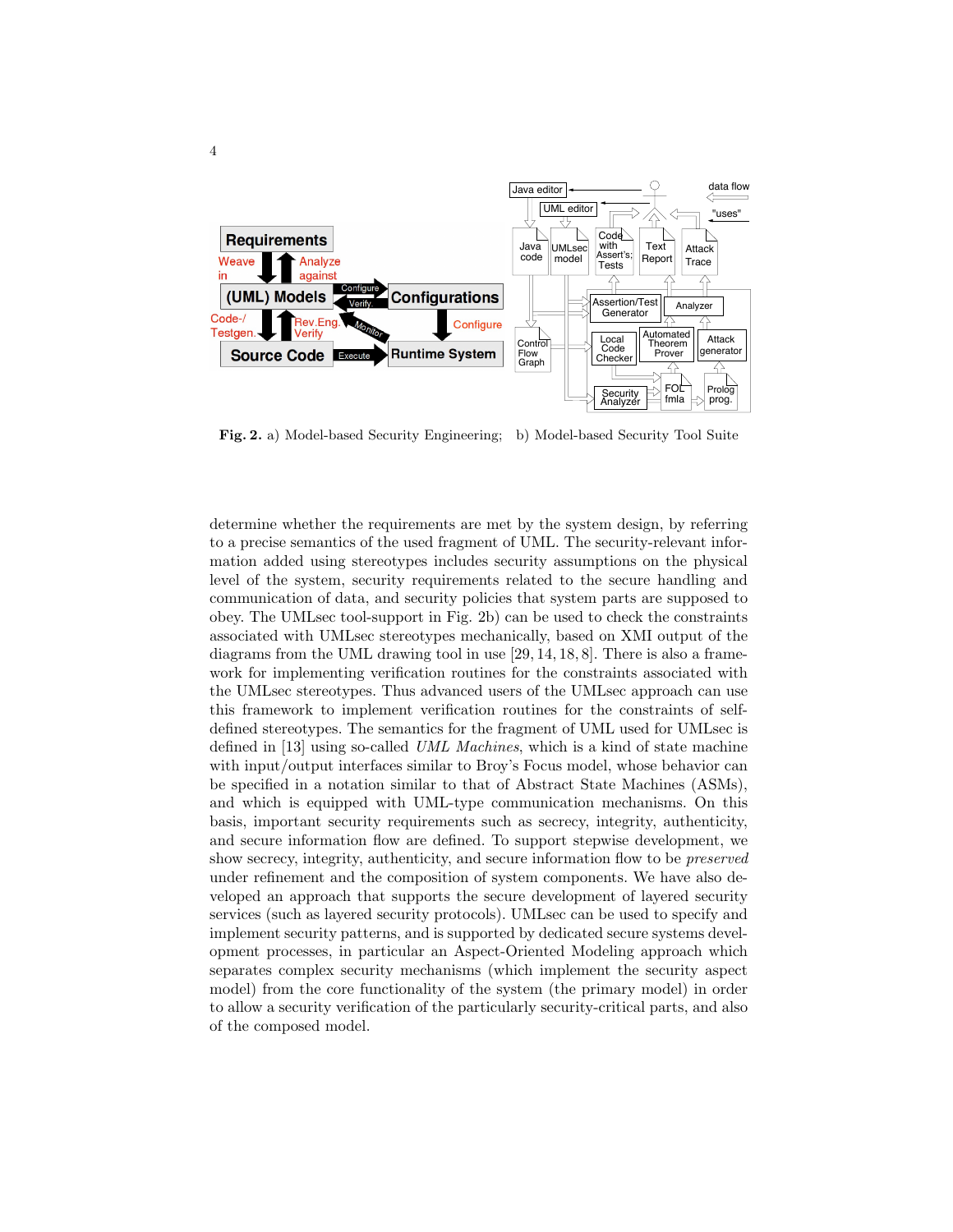Fig. 2. a) Model-based Security Engineering; b) Model-based Security Tool Suite

determine whether the requirements are met by the system design, by referring to a precise semantics of the used fragment of UML. The security-relevant information added using stereotypes includes security assumptions on the physical level of the system, security requirements related to the secure handling and communication of data, and security policies that system parts are supposed to obey. The UMLsec tool-support in Fig. 2b) can be used to check the constraints associated with UMLsec stereotypes mechanically, based on XMI output of the diagrams from the UML drawing tool in use [29, 14, 18, 8]. There is also a framework for implementing verification routines for the constraints associated with the UMLsec stereotypes. Thus advanced users of the UMLsec approach can use this framework to implement verification routines for the constraints of self-defined stereotypes. The semantics for the fragment of UML used for UMLsec is defined in [13] using so-called *UML Machines*, which is a kind of state machine with input/output interfaces similar to Broy's Focus model, whose behavior can be specified in a notation similar to that of Abstract State Machines (ASMs), and which is equipped with UML-type communication mechanisms. On this basis, important security requirements such as secrecy, integrity, authenticity, and secure information flow are defined. To support stepwise development, we show secrecy, integrity, authenticity, and secure information flow to be *preserved* under refinement and the composition of system components. We have also developed an approach that supports the secure development of layered security services (such as layered security protocols). UMLsec can be used to specify and implement security patterns, and is supported by dedicated secure systems development processes, in particular an Aspect-Oriented Modeling approach which separates complex security mechanisms (which implement the security aspect model) from the core functionality of the system (the primary model) in order to allow a security verification of the particularly security-critical parts, and also of the composed model.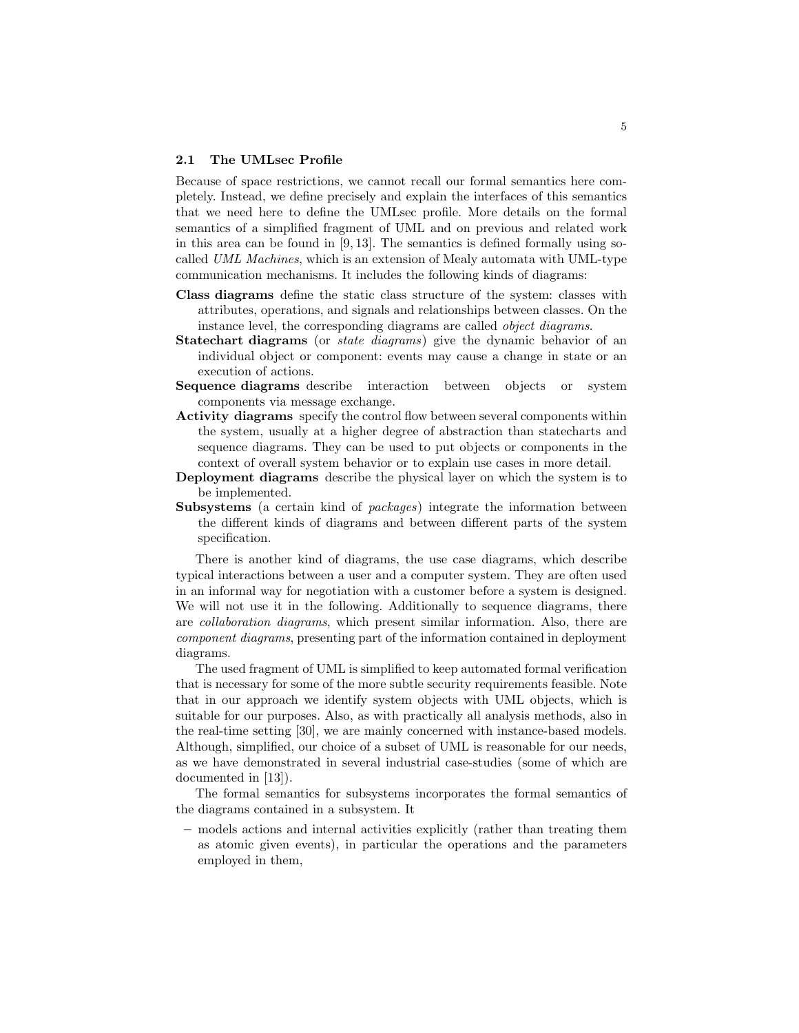### 2.1 The UMLsec Profile

Because of space restrictions, we cannot recall our formal semantics here completely. Instead, we define precisely and explain the interfaces of this semantics that we need here to define the UMLsec profile. More details on the formal semantics of a simplified fragment of UML and on previous and related work in this area can be found in [9, 13]. The semantics is defined formally using so-called *UML Machines*, which is an extension of Mealy automata with UML-type communication mechanisms. It includes the following kinds of diagrams:

**Class diagrams** define the static class structure of the system: classes with attributes, operations, and signals and relationships between classes. On the instance level, the corresponding diagrams are called *object diagrams*.

**Statechart diagrams** (or *state diagrams*) give the dynamic behavior of an individual object or component: events may cause a change in state or an execution of actions.

**Sequence diagrams** describe interaction between objects or system components via message exchange.

**Activity diagrams** specify the control flow between several components within the system, usually at a higher degree of abstraction than statecharts and sequence diagrams. They can be used to put objects or components in the context of overall system behavior or to explain use cases in more detail.

**Deployment diagrams** describe the physical layer on which the system is to be implemented.

**Subsystems** (a certain kind of *packages*) integrate the information between the different kinds of diagrams and between different parts of the system specification.

There is another kind of diagrams, the use case diagrams, which describe typical interactions between a user and a computer system. They are often used in an informal way for negotiation with a customer before a system is designed. We will not use it in the following. Additionally to sequence diagrams, there are *collaboration diagrams*, which present similar information. Also, there are *component diagrams*, presenting part of the information contained in deployment diagrams.

The used fragment of UML is simplified to keep automated formal verification that is necessary for some of the more subtle security requirements feasible. Note that in our approach we identify system objects with UML objects, which is suitable for our purposes. Also, as with practically all analysis methods, also in the real-time setting [30], we are mainly concerned with instance-based models. Although, simplified, our choice of a subset of UML is reasonable for our needs, as we have demonstrated in several industrial case-studies (some of which are documented in [13]).

The formal semantics for subsystems incorporates the formal semantics of the diagrams contained in a subsystem. It

- models actions and internal activities explicitly (rather than treating them as atomic given events), in particular the operations and the parameters employed in them,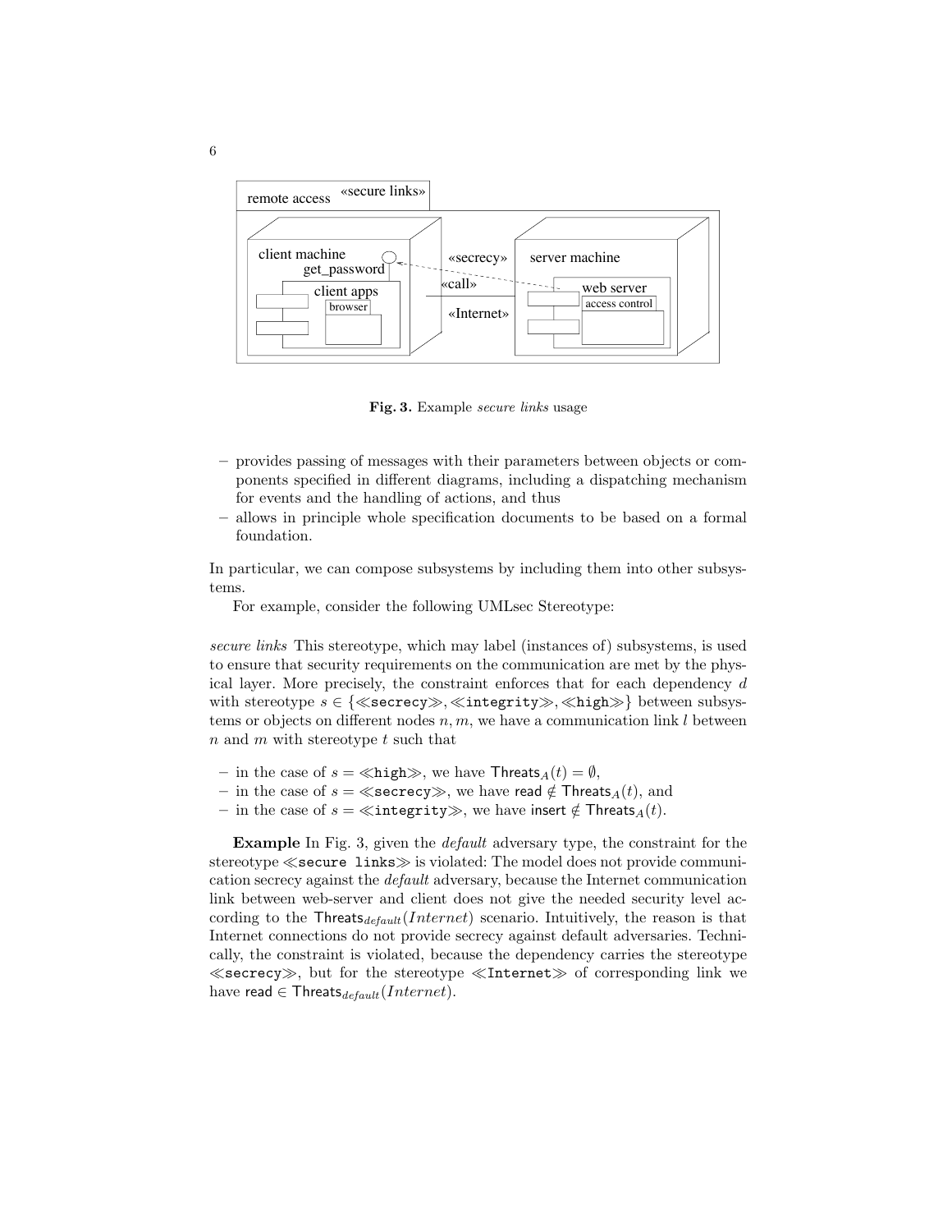**Fig. 3.** Example *secure links* usage

- provides passing of messages with their parameters between objects or components specified in different diagrams, including a dispatching mechanism for events and the handling of actions, and thus
- allows in principle whole specification documents to be based on a formal foundation.

In particular, we can compose subsystems by including them into other subsystems.

For example, consider the following UMLsec Stereotype:

*secure links* This stereotype, which may label (instances of) subsystems, is used to ensure that security requirements on the communication are met by the physical layer. More precisely, the constraint enforces that for each dependency $d$ with stereotype $s \in \{\ll\texttt{secrecy}\gg, \ll\texttt{integrity}\gg, \ll\texttt{high}\gg\}$ between subsystems or objects on different nodes $n, m$, we have a communication link $l$ between $n$ and $m$ with stereotype $t$ such that

- in the case of $s = \ll\texttt{high}\gg$, we have $\mathsf{Threats}_A(t) = \emptyset$,
- in the case of $s = \ll\texttt{secrecy}\gg$, we have $\mathsf{read} \notin \mathsf{Threats}_A(t)$, and
- in the case of $s = \ll\texttt{integrity}\gg$, we have $\mathsf{insert} \notin \mathsf{Threats}_A(t)$.

**Example** In Fig. 3, given the *default* adversary type, the constraint for the stereotype $\ll$`secure links`$\gg$ is violated: The model does not provide communication secrecy against the *default* adversary, because the Internet communication link between web-server and client does not give the needed security level according to the $\mathsf{Threats}_{default}(Internet)$ scenario. Intuitively, the reason is that Internet connections do not provide secrecy against default adversaries. Technically, the constraint is violated, because the dependency carries the stereotype $\ll$`secrecy`$\gg$, but for the stereotype $\ll$`Internet`$\gg$ of corresponding link we have $\mathsf{read} \in \mathsf{Threats}_{default}(Internet)$.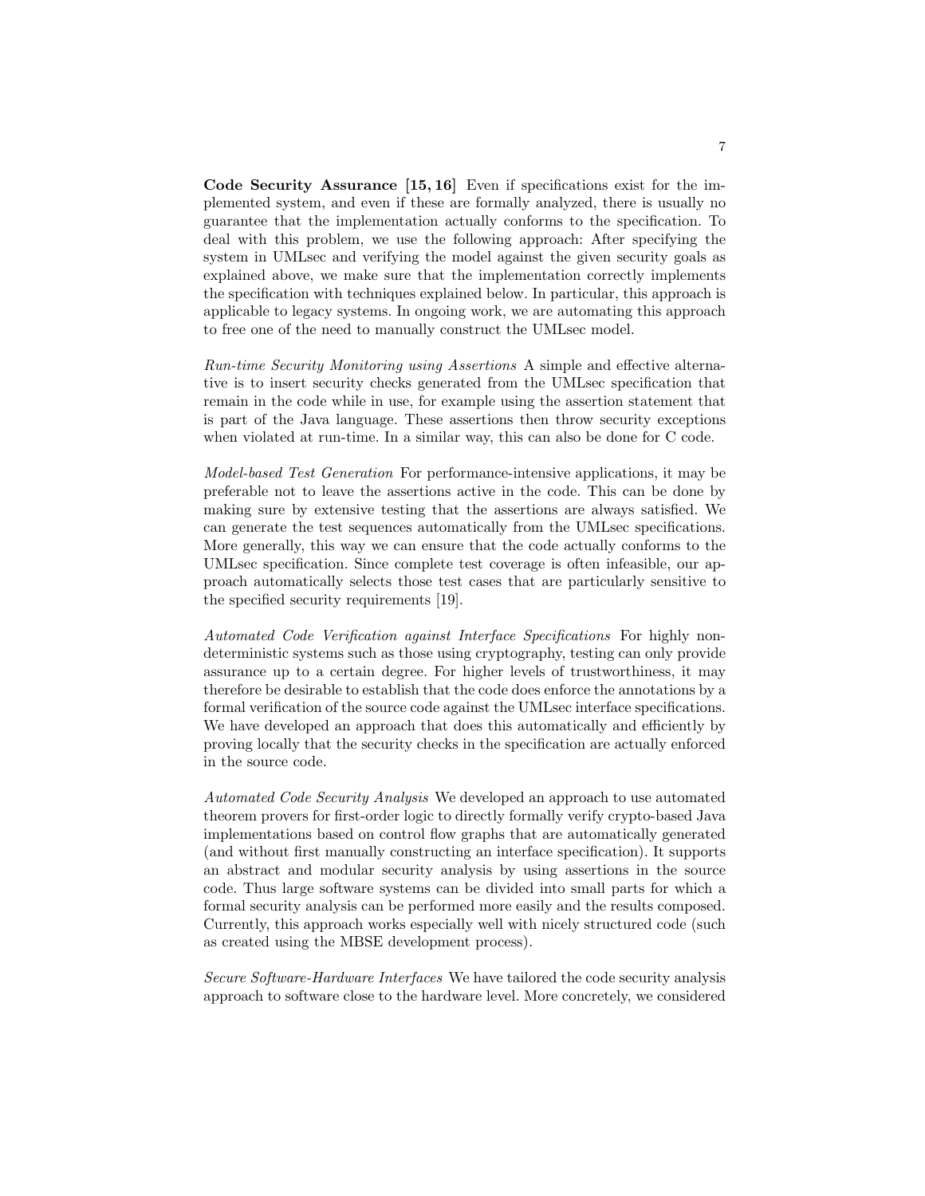**Code Security Assurance [15, 16]** Even if specifications exist for the implemented system, and even if these are formally analyzed, there is usually no guarantee that the implementation actually conforms to the specification. To deal with this problem, we use the following approach: After specifying the system in UMLsec and verifying the model against the given security goals as explained above, we make sure that the implementation correctly implements the specification with techniques explained below. In particular, this approach is applicable to legacy systems. In ongoing work, we are automating this approach to free one of the need to manually construct the UMLsec model.

*Run-time Security Monitoring using Assertions* A simple and effective alternative is to insert security checks generated from the UMLsec specification that remain in the code while in use, for example using the assertion statement that is part of the Java language. These assertions then throw security exceptions when violated at run-time. In a similar way, this can also be done for C code.

*Model-based Test Generation* For performance-intensive applications, it may be preferable not to leave the assertions active in the code. This can be done by making sure by extensive testing that the assertions are always satisfied. We can generate the test sequences automatically from the UMLsec specifications. More generally, this way we can ensure that the code actually conforms to the UMLsec specification. Since complete test coverage is often infeasible, our approach automatically selects those test cases that are particularly sensitive to the specified security requirements [19].

*Automated Code Verification against Interface Specifications* For highly nondeterministic systems such as those using cryptography, testing can only provide assurance up to a certain degree. For higher levels of trustworthiness, it may therefore be desirable to establish that the code does enforce the annotations by a formal verification of the source code against the UMLsec interface specifications. We have developed an approach that does this automatically and efficiently by proving locally that the security checks in the specification are actually enforced in the source code.

*Automated Code Security Analysis* We developed an approach to use automated theorem provers for first-order logic to directly formally verify crypto-based Java implementations based on control flow graphs that are automatically generated (and without first manually constructing an interface specification). It supports an abstract and modular security analysis by using assertions in the source code. Thus large software systems can be divided into small parts for which a formal security analysis can be performed more easily and the results composed. Currently, this approach works especially well with nicely structured code (such as created using the MBSE development process).

*Secure Software-Hardware Interfaces* We have tailored the code security analysis approach to software close to the hardware level. More concretely, we considered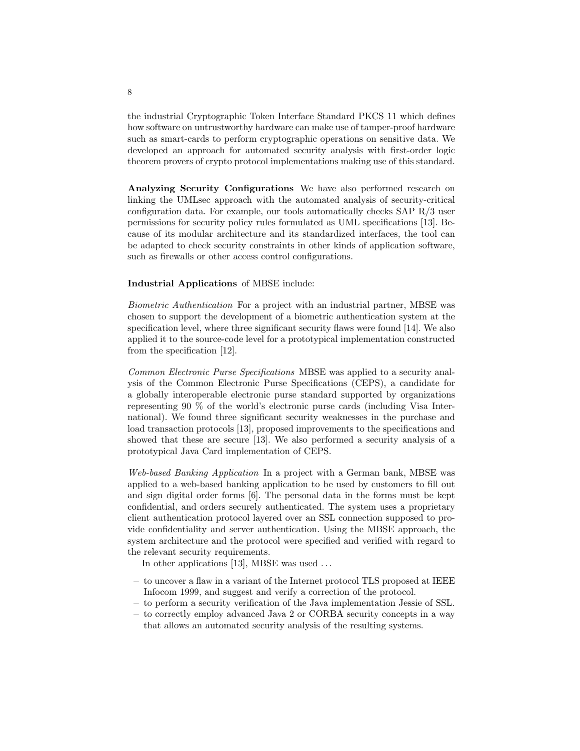the industrial Cryptographic Token Interface Standard PKCS 11 which defines how software on untrustworthy hardware can make use of tamper-proof hardware such as smart-cards to perform cryptographic operations on sensitive data. We developed an approach for automated security analysis with first-order logic theorem provers of crypto protocol implementations making use of this standard.

**Analyzing Security Configurations** We have also performed research on linking the UMLsec approach with the automated analysis of security-critical configuration data. For example, our tools automatically checks SAP R/3 user permissions for security policy rules formulated as UML specifications [13]. Because of its modular architecture and its standardized interfaces, the tool can be adapted to check security constraints in other kinds of application software, such as firewalls or other access control configurations.

**Industrial Applications** of MBSE include:

*Biometric Authentication* For a project with an industrial partner, MBSE was chosen to support the development of a biometric authentication system at the specification level, where three significant security flaws were found [14]. We also applied it to the source-code level for a prototypical implementation constructed from the specification [12].

*Common Electronic Purse Specifications* MBSE was applied to a security analysis of the Common Electronic Purse Specifications (CEPS), a candidate for a globally interoperable electronic purse standard supported by organizations representing 90 % of the world's electronic purse cards (including Visa International). We found three significant security weaknesses in the purchase and load transaction protocols [13], proposed improvements to the specifications and showed that these are secure [13]. We also performed a security analysis of a prototypical Java Card implementation of CEPS.

*Web-based Banking Application* In a project with a German bank, MBSE was applied to a web-based banking application to be used by customers to fill out and sign digital order forms [6]. The personal data in the forms must be kept confidential, and orders securely authenticated. The system uses a proprietary client authentication protocol layered over an SSL connection supposed to provide confidentiality and server authentication. Using the MBSE approach, the system architecture and the protocol were specified and verified with regard to the relevant security requirements.

In other applications [13], MBSE was used ...

- to uncover a flaw in a variant of the Internet protocol TLS proposed at IEEE Infocom 1999, and suggest and verify a correction of the protocol.
- to perform a security verification of the Java implementation Jessie of SSL.
- to correctly employ advanced Java 2 or CORBA security concepts in a way that allows an automated security analysis of the resulting systems.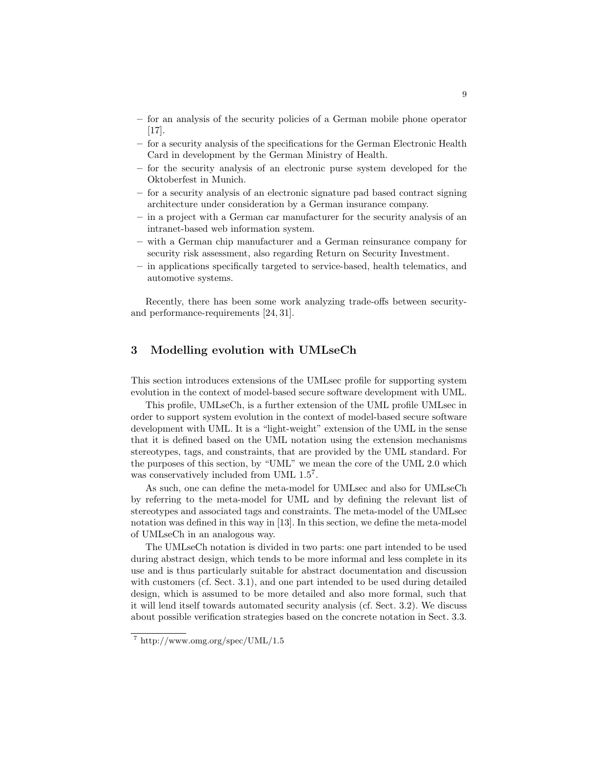- for an analysis of the security policies of a German mobile phone operator [17].
- for a security analysis of the specifications for the German Electronic Health Card in development by the German Ministry of Health.
- for the security analysis of an electronic purse system developed for the Oktoberfest in Munich.
- for a security analysis of an electronic signature pad based contract signing architecture under consideration by a German insurance company.
- in a project with a German car manufacturer for the security analysis of an intranet-based web information system.
- with a German chip manufacturer and a German reinsurance company for security risk assessment, also regarding Return on Security Investment.
- in applications specifically targeted to service-based, health telematics, and automotive systems.

Recently, there has been some work analyzing trade-offs between security- and performance-requirements [24, 31].

## 3 Modelling evolution with UMLseCh

This section introduces extensions of the UMLsec profile for supporting system evolution in the context of model-based secure software development with UML.

This profile, UMLseCh, is a further extension of the UML profile UMLsec in order to support system evolution in the context of model-based secure software development with UML. It is a "light-weight" extension of the UML in the sense that it is defined based on the UML notation using the extension mechanisms stereotypes, tags, and constraints, that are provided by the UML standard. For the purposes of this section, by "UML" we mean the core of the UML 2.0 which was conservatively included from UML 1.5[7].

As such, one can define the meta-model for UMLsec and also for UMLseCh by referring to the meta-model for UML and by defining the relevant list of stereotypes and associated tags and constraints. The meta-model of the UMLsec notation was defined in this way in [13]. In this section, we define the meta-model of UMLseCh in an analogous way.

The UMLseCh notation is divided in two parts: one part intended to be used during abstract design, which tends to be more informal and less complete in its use and is thus particularly suitable for abstract documentation and discussion with customers (cf. Sect. 3.1), and one part intended to be used during detailed design, which is assumed to be more detailed and also more formal, such that it will lend itself towards automated security analysis (cf. Sect. 3.2). We discuss about possible verification strategies based on the concrete notation in Sect. 3.3.

[7] http://www.omg.org/spec/UML/1.5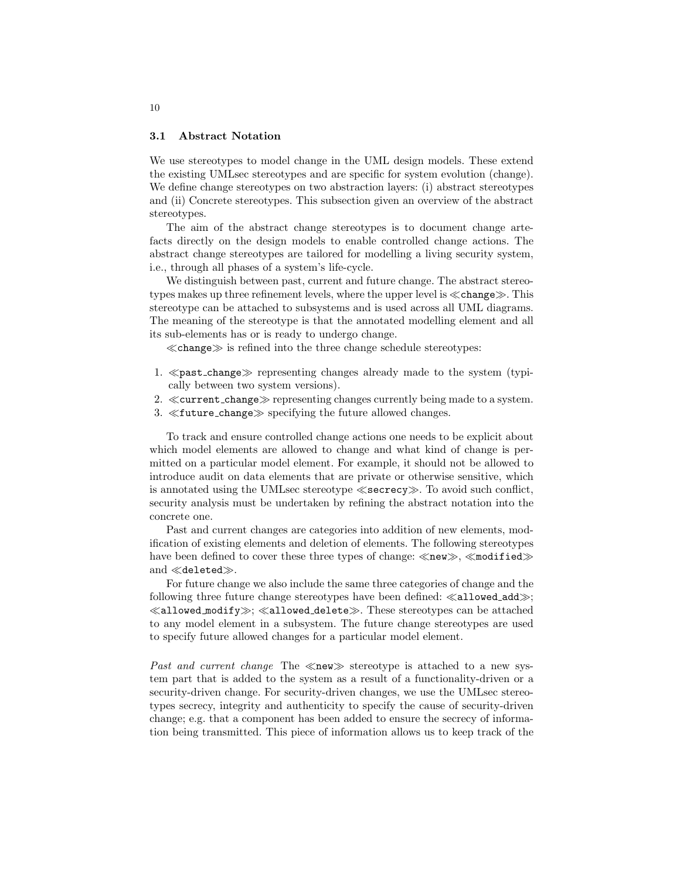### 3.1 Abstract Notation

We use stereotypes to model change in the UML design models. These extend the existing UMLsec stereotypes and are specific for system evolution (change). We define change stereotypes on two abstraction layers: (i) abstract stereotypes and (ii) Concrete stereotypes. This subsection given an overview of the abstract stereotypes.

The aim of the abstract change stereotypes is to document change artefacts directly on the design models to enable controlled change actions. The abstract change stereotypes are tailored for modelling a living security system, i.e., through all phases of a system's life-cycle.

We distinguish between past, current and future change. The abstract stereotypes makes up three refinement levels, where the upper level is ≪`change`≫. This stereotype can be attached to subsystems and is used across all UML diagrams. The meaning of the stereotype is that the annotated modelling element and all its sub-elements has or is ready to undergo change.

≪`change`≫ is refined into the three change schedule stereotypes:

1. ≪`past_change`≫ representing changes already made to the system (typically between two system versions).
2. ≪`current_change`≫ representing changes currently being made to a system.
3. ≪`future_change`≫ specifying the future allowed changes.

To track and ensure controlled change actions one needs to be explicit about which model elements are allowed to change and what kind of change is permitted on a particular model element. For example, it should not be allowed to introduce audit on data elements that are private or otherwise sensitive, which is annotated using the UMLsec stereotype ≪`secrecy`≫. To avoid such conflict, security analysis must be undertaken by refining the abstract notation into the concrete one.

Past and current changes are categories into addition of new elements, modification of existing elements and deletion of elements. The following stereotypes have been defined to cover these three types of change: ≪`new`≫, ≪`modified`≫ and ≪`deleted`≫.

For future change we also include the same three categories of change and the following three future change stereotypes have been defined: ≪`allowed_add`≫; ≪`allowed_modify`≫; ≪`allowed_delete`≫. These stereotypes can be attached to any model element in a subsystem. The future change stereotypes are used to specify future allowed changes for a particular model element.

*Past and current change* The ≪`new`≫ stereotype is attached to a new system part that is added to the system as a result of a functionality-driven or a security-driven change. For security-driven changes, we use the UMLsec stereotypes secrecy, integrity and authenticity to specify the cause of security-driven change; e.g. that a component has been added to ensure the secrecy of information being transmitted. This piece of information allows us to keep track of the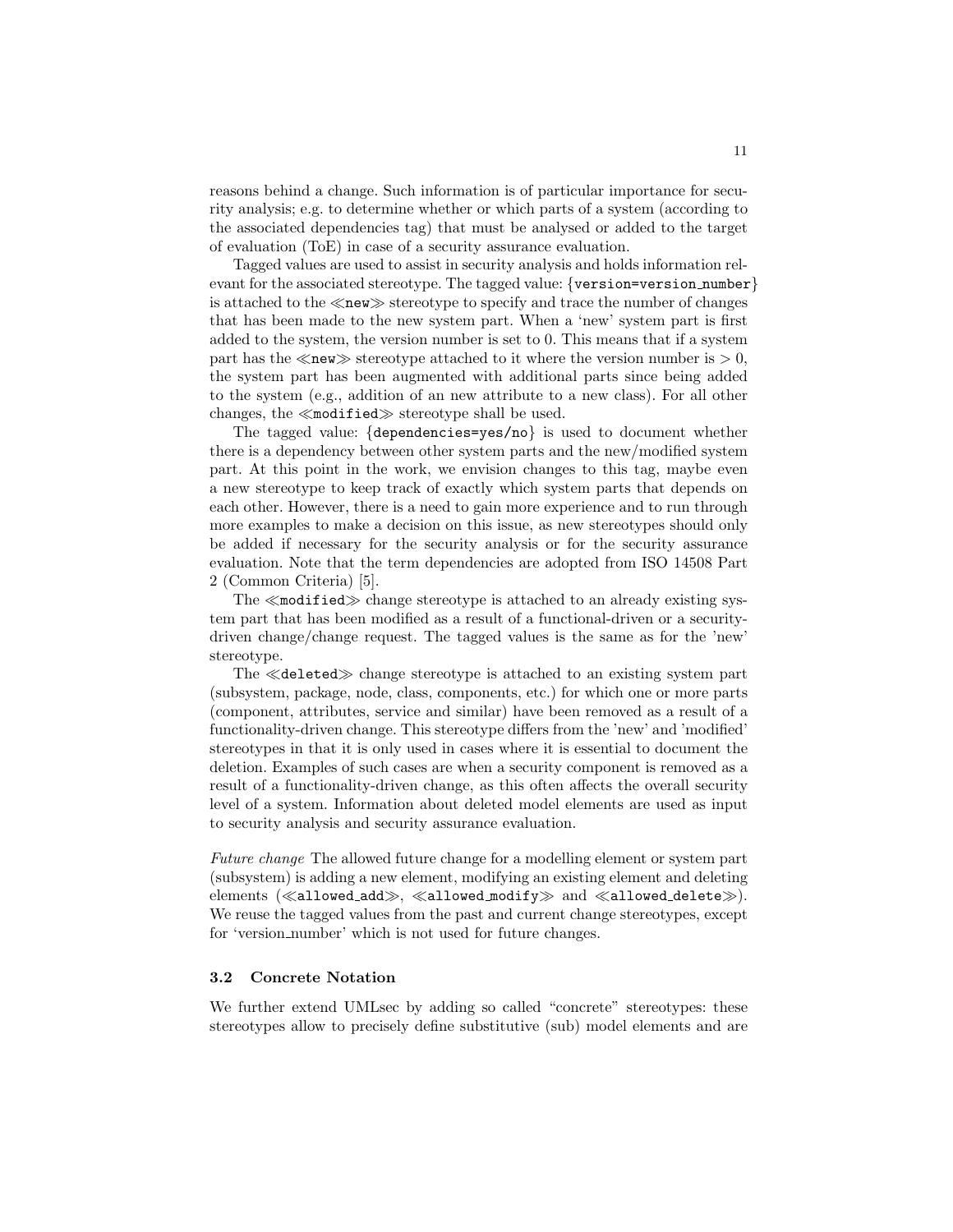reasons behind a change. Such information is of particular importance for security analysis; e.g. to determine whether or which parts of a system (according to the associated dependencies tag) that must be analysed or added to the target of evaluation (ToE) in case of a security assurance evaluation.

Tagged values are used to assist in security analysis and holds information relevant for the associated stereotype. The tagged value: {`version=version_number`} is attached to the ≪`new`≫ stereotype to specify and trace the number of changes that has been made to the new system part. When a 'new' system part is first added to the system, the version number is set to 0. This means that if a system part has the ≪`new`≫ stereotype attached to it where the version number is $> 0$, the system part has been augmented with additional parts since being added to the system (e.g., addition of an new attribute to a new class). For all other changes, the ≪`modified`≫ stereotype shall be used.

The tagged value: {`dependencies=yes/no`} is used to document whether there is a dependency between other system parts and the new/modified system part. At this point in the work, we envision changes to this tag, maybe even a new stereotype to keep track of exactly which system parts that depends on each other. However, there is a need to gain more experience and to run through more examples to make a decision on this issue, as new stereotypes should only be added if necessary for the security analysis or for the security assurance evaluation. Note that the term dependencies are adopted from ISO 14508 Part 2 (Common Criteria) [5].

The ≪`modified`≫ change stereotype is attached to an already existing system part that has been modified as a result of a functional-driven or a security-driven change/change request. The tagged values is the same as for the 'new' stereotype.

The ≪`deleted`≫ change stereotype is attached to an existing system part (subsystem, package, node, class, components, etc.) for which one or more parts (component, attributes, service and similar) have been removed as a result of a functionality-driven change. This stereotype differs from the 'new' and 'modified' stereotypes in that it is only used in cases where it is essential to document the deletion. Examples of such cases are when a security component is removed as a result of a functionality-driven change, as this often affects the overall security level of a system. Information about deleted model elements are used as input to security analysis and security assurance evaluation.

*Future change* The allowed future change for a modelling element or system part (subsystem) is adding a new element, modifying an existing element and deleting elements (≪`allowed_add`≫, ≪`allowed_modify`≫ and ≪`allowed_delete`≫). We reuse the tagged values from the past and current change stereotypes, except for 'version_number' which is not used for future changes.

### 3.2 Concrete Notation

We further extend UMLsec by adding so called "concrete" stereotypes: these stereotypes allow to precisely define substitutive (sub) model elements and are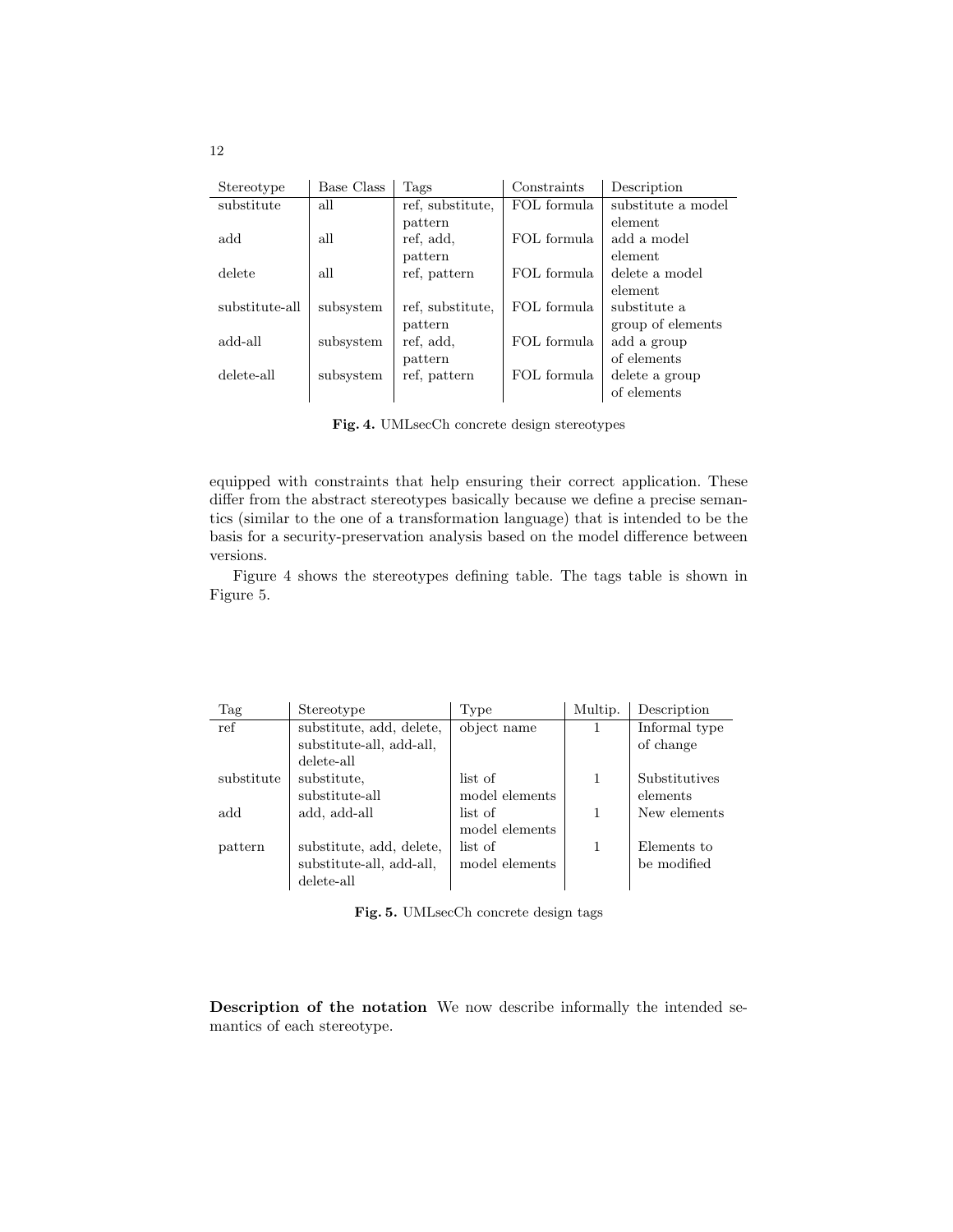| Stereotype | Base Class | Tags | Constraints | Description |
| --- | --- | --- | --- | --- |
| substitute | all | ref, substitute, pattern | FOL formula | substitute a model element |
| add | all | ref, add, pattern | FOL formula | add a model element |
| delete | all | ref, pattern | FOL formula | delete a model element |
| substitute-all | subsystem | ref, substitute, pattern | FOL formula | substitute a group of elements |
| add-all | subsystem | ref, add, pattern | FOL formula | add a group of elements |
| delete-all | subsystem | ref, pattern | FOL formula | delete a group of elements |

**Fig. 4.** UMLsecCh concrete design stereotypes

equipped with constraints that help ensuring their correct application. These differ from the abstract stereotypes basically because we define a precise semantics (similar to the one of a transformation language) that is intended to be the basis for a security-preservation analysis based on the model difference between versions.

Figure 4 shows the stereotypes defining table. The tags table is shown in Figure 5.

| Tag | Stereotype | Type | Multip. | Description |
| --- | --- | --- | --- | --- |
| ref | substitute, add, delete, substitute-all, add-all, delete-all | object name | 1 | Informal type of change |
| substitute | substitute, substitute-all | list of model elements | 1 | Substitutives elements |
| add | add, add-all | list of model elements | 1 | New elements |
| pattern | substitute, add, delete, substitute-all, add-all, delete-all | list of model elements | 1 | Elements to be modified |

**Fig. 5.** UMLsecCh concrete design tags

**Description of the notation** We now describe informally the intended semantics of each stereotype.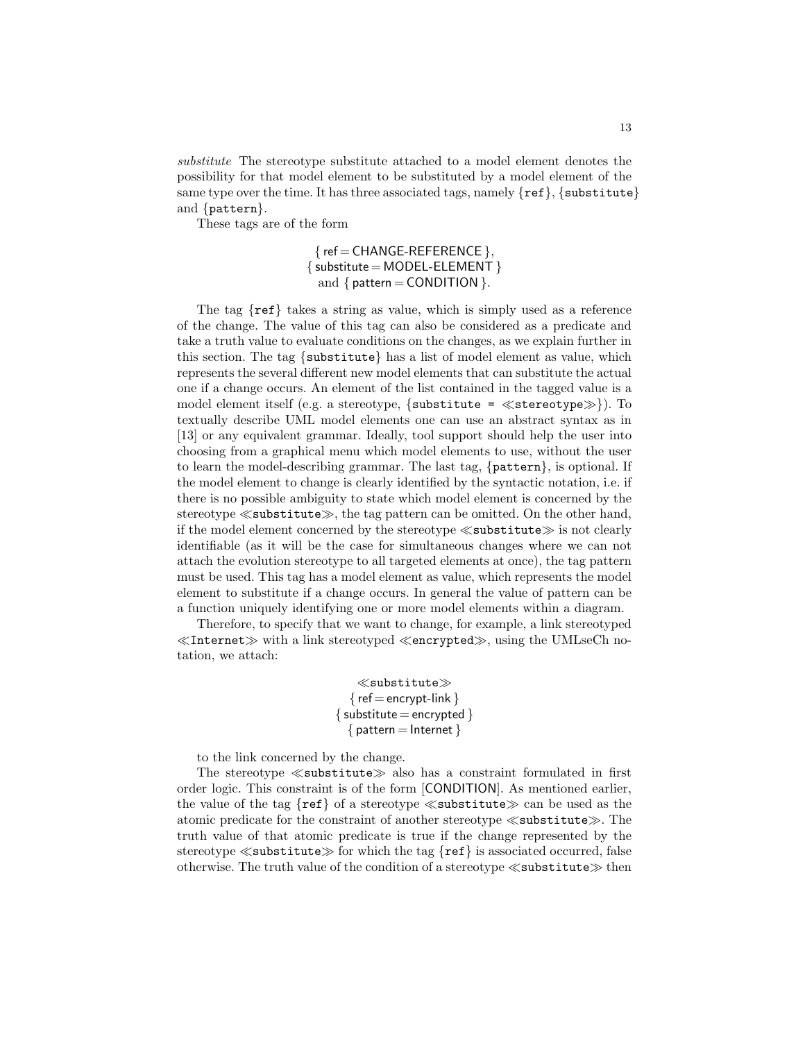*substitute* The stereotype substitute attached to a model element denotes the possibility for that model element to be substituted by a model element of the same type over the time. It has three associated tags, namely {`ref`}, {`substitute`} and {`pattern`}.

These tags are of the form

{ ref = CHANGE-REFERENCE },
{ substitute = MODEL-ELEMENT }
and { pattern = CONDITION }.

The tag {`ref`} takes a string as value, which is simply used as a reference of the change. The value of this tag can also be considered as a predicate and take a truth value to evaluate conditions on the changes, as we explain further in this section. The tag {`substitute`} has a list of model element as value, which represents the several different new model elements that can substitute the actual one if a change occurs. An element of the list contained in the tagged value is a model element itself (e.g. a stereotype, {`substitute = ≪stereotype≫`}). To textually describe UML model elements one can use an abstract syntax as in [13] or any equivalent grammar. Ideally, tool support should help the user into choosing from a graphical menu which model elements to use, without the user to learn the model-describing grammar. The last tag, {`pattern`}, is optional. If the model element to change is clearly identified by the syntactic notation, i.e. if there is no possible ambiguity to state which model element is concerned by the stereotype ≪`substitute`≫, the tag pattern can be omitted. On the other hand, if the model element concerned by the stereotype ≪`substitute`≫ is not clearly identifiable (as it will be the case for simultaneous changes where we can not attach the evolution stereotype to all targeted elements at once), the tag pattern must be used. This tag has a model element as value, which represents the model element to substitute if a change occurs. In general the value of pattern can be a function uniquely identifying one or more model elements within a diagram.

Therefore, to specify that we want to change, for example, a link stereotyped ≪`Internet`≫ with a link stereotyped ≪`encrypted`≫, using the UMLseCh notation, we attach:

≪`substitute`≫
{ ref = encrypt-link }
{ substitute = encrypted }
{ pattern = Internet }

to the link concerned by the change.

The stereotype ≪`substitute`≫ also has a constraint formulated in first order logic. This constraint is of the form [CONDITION]. As mentioned earlier, the value of the tag {`ref`} of a stereotype ≪`substitute`≫ can be used as the atomic predicate for the constraint of another stereotype ≪`substitute`≫. The truth value of that atomic predicate is true if the change represented by the stereotype ≪`substitute`≫ for which the tag {`ref`} is associated occurred, false otherwise. The truth value of the condition of a stereotype ≪`substitute`≫ then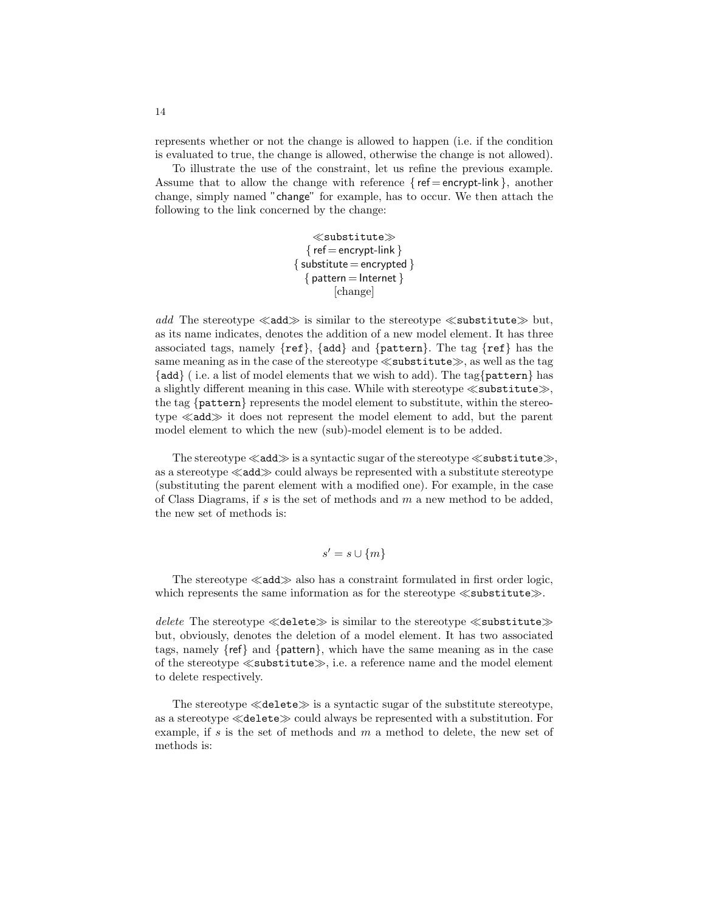represents whether or not the change is allowed to happen (i.e. if the condition is evaluated to true, the change is allowed, otherwise the change is not allowed).

To illustrate the use of the constraint, let us refine the previous example. Assume that to allow the change with reference { ref = encrypt-link }, another change, simply named "change" for example, has to occur. We then attach the following to the link concerned by the change:

≪substitute≫
{ ref = encrypt-link }
{ substitute = encrypted }
{ pattern = Internet }
[change]

*add* The stereotype ≪add≫ is similar to the stereotype ≪substitute≫ but, as its name indicates, denotes the addition of a new model element. It has three associated tags, namely {ref}, {add} and {pattern}. The tag {ref} has the same meaning as in the case of the stereotype ≪substitute≫, as well as the tag {add} ( i.e. a list of model elements that we wish to add). The tag{pattern} has a slightly different meaning in this case. While with stereotype ≪substitute≫, the tag {pattern} represents the model element to substitute, within the stereotype ≪add≫ it does not represent the model element to add, but the parent model element to which the new (sub)-model element is to be added.

The stereotype ≪add≫ is a syntactic sugar of the stereotype ≪substitute≫, as a stereotype ≪add≫ could always be represented with a substitute stereotype (substituting the parent element with a modified one). For example, in the case of Class Diagrams, if $s$ is the set of methods and $m$ a new method to be added, the new set of methods is:

$$s' = s \cup \{m\}$$

The stereotype ≪add≫ also has a constraint formulated in first order logic, which represents the same information as for the stereotype ≪substitute≫.

*delete* The stereotype ≪delete≫ is similar to the stereotype ≪substitute≫ but, obviously, denotes the deletion of a model element. It has two associated tags, namely {ref} and {pattern}, which have the same meaning as in the case of the stereotype ≪substitute≫, i.e. a reference name and the model element to delete respectively.

The stereotype ≪delete≫ is a syntactic sugar of the substitute stereotype, as a stereotype ≪delete≫ could always be represented with a substitution. For example, if $s$ is the set of methods and $m$ a method to delete, the new set of methods is: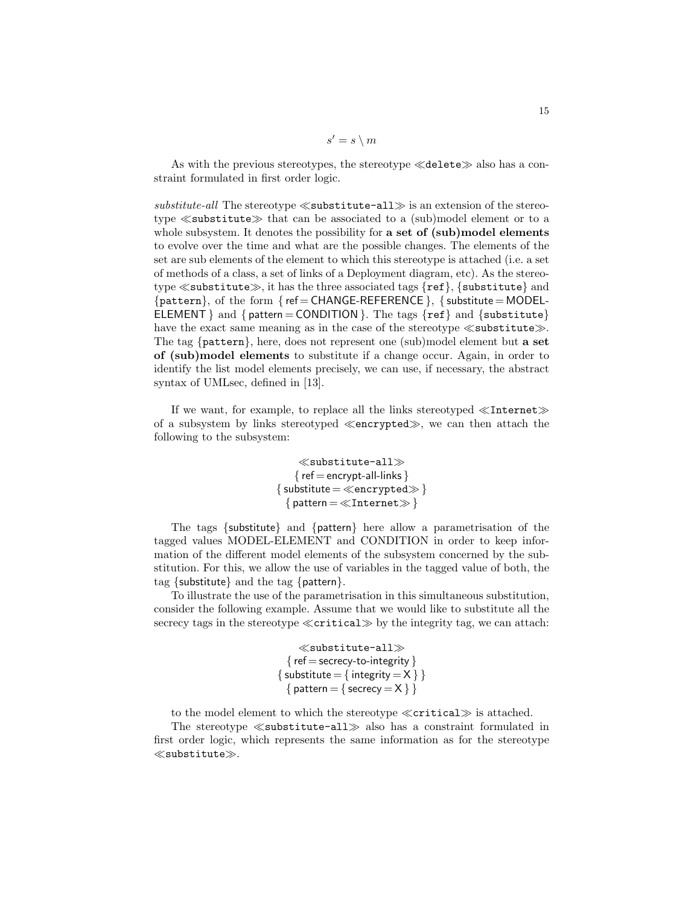$$s' = s \setminus m$$

As with the previous stereotypes, the stereotype ≪delete≫ also has a constraint formulated in first order logic.

*substitute-all* The stereotype ≪substitute-all≫ is an extension of the stereotype ≪substitute≫ that can be associated to a (sub)model element or to a whole subsystem. It denotes the possibility for **a set of (sub)model elements** to evolve over the time and what are the possible changes. The elements of the set are sub elements of the element to which this stereotype is attached (i.e. a set of methods of a class, a set of links of a Deployment diagram, etc). As the stereotype ≪substitute≫, it has the three associated tags {ref}, {substitute} and {pattern}, of the form { ref = CHANGE-REFERENCE }, { substitute = MODEL-ELEMENT } and { pattern = CONDITION }. The tags {ref} and {substitute} have the exact same meaning as in the case of the stereotype ≪substitute≫. The tag {pattern}, here, does not represent one (sub)model element but **a set of (sub)model elements** to substitute if a change occur. Again, in order to identify the list model elements precisely, we can use, if necessary, the abstract syntax of UMLsec, defined in [13].

If we want, for example, to replace all the links stereotyped ≪Internet≫ of a subsystem by links stereotyped ≪encrypted≫, we can then attach the following to the subsystem:

≪substitute-all≫
{ ref = encrypt-all-links }
{ substitute = ≪encrypted≫ }
{ pattern = ≪Internet≫ }

The tags {substitute} and {pattern} here allow a parametrisation of the tagged values MODEL-ELEMENT and CONDITION in order to keep information of the different model elements of the subsystem concerned by the substitution. For this, we allow the use of variables in the tagged value of both, the tag {substitute} and the tag {pattern}.

To illustrate the use of the parametrisation in this simultaneous substitution, consider the following example. Assume that we would like to substitute all the secrecy tags in the stereotype ≪critical≫ by the integrity tag, we can attach:

≪substitute-all≫
{ ref = secrecy-to-integrity }
{ substitute = { integrity = X } }
{ pattern = { secrecy = X } }

to the model element to which the stereotype ≪critical≫ is attached.

The stereotype ≪substitute-all≫ also has a constraint formulated in first order logic, which represents the same information as for the stereotype ≪substitute≫.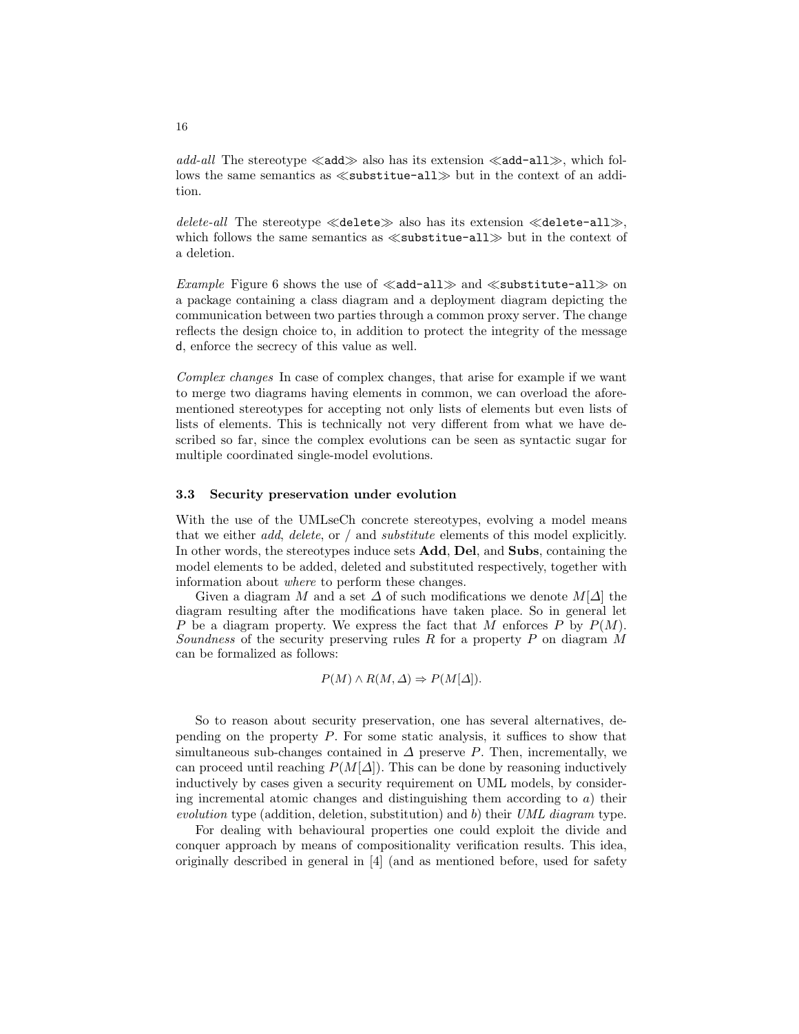*add-all* The stereotype ≪`add`≫ also has its extension ≪`add-all`≫, which follows the same semantics as ≪`substitue-all`≫ but in the context of an addition.

*delete-all* The stereotype ≪`delete`≫ also has its extension ≪`delete-all`≫, which follows the same semantics as ≪`substitue-all`≫ but in the context of a deletion.

*Example* Figure 6 shows the use of ≪`add-all`≫ and ≪`substitute-all`≫ on a package containing a class diagram and a deployment diagram depicting the communication between two parties through a common proxy server. The change reflects the design choice to, in addition to protect the integrity of the message `d`, enforce the secrecy of this value as well.

*Complex changes* In case of complex changes, that arise for example if we want to merge two diagrams having elements in common, we can overload the aforementioned stereotypes for accepting not only lists of elements but even lists of lists of elements. This is technically not very different from what we have described so far, since the complex evolutions can be seen as syntactic sugar for multiple coordinated single-model evolutions.

### 3.3 Security preservation under evolution

With the use of the UMLseCh concrete stereotypes, evolving a model means that we either *add*, *delete*, or / and *substitute* elements of this model explicitly. In other words, the stereotypes induce sets **Add**, **Del**, and **Subs**, containing the model elements to be added, deleted and substituted respectively, together with information about *where* to perform these changes.

Given a diagram $M$ and a set $\Delta$ of such modifications we denote $M[\Delta]$ the diagram resulting after the modifications have taken place. So in general let $P$ be a diagram property. We express the fact that $M$ enforces $P$ by $P(M)$. *Soundness* of the security preserving rules $R$ for a property $P$ on diagram $M$ can be formalized as follows:

$$P(M) \wedge R(M, \Delta) \Rightarrow P(M[\Delta]).$$

So to reason about security preservation, one has several alternatives, depending on the property $P$. For some static analysis, it suffices to show that simultaneous sub-changes contained in $\Delta$ preserve $P$. Then, incrementally, we can proceed until reaching $P(M[\Delta])$. This can be done by reasoning inductively inductively by cases given a security requirement on UML models, by considering incremental atomic changes and distinguishing them according to *a*) their *evolution* type (addition, deletion, substitution) and *b*) their *UML diagram* type.

For dealing with behavioural properties one could exploit the divide and conquer approach by means of compositionality verification results. This idea, originally described in general in [4] (and as mentioned before, used for safety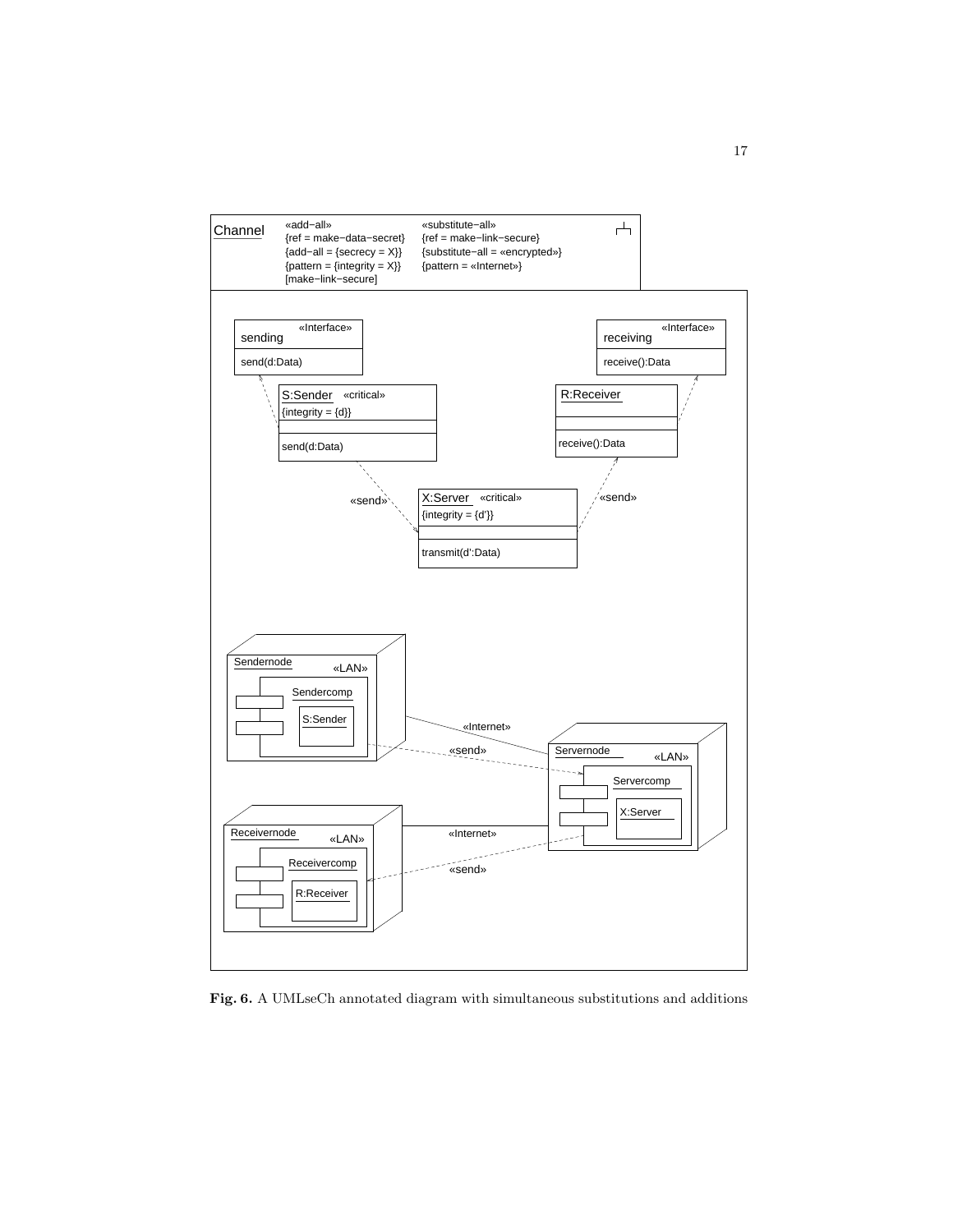**Fig. 6.** A UMLseCh annotated diagram with simultaneous substitutions and additions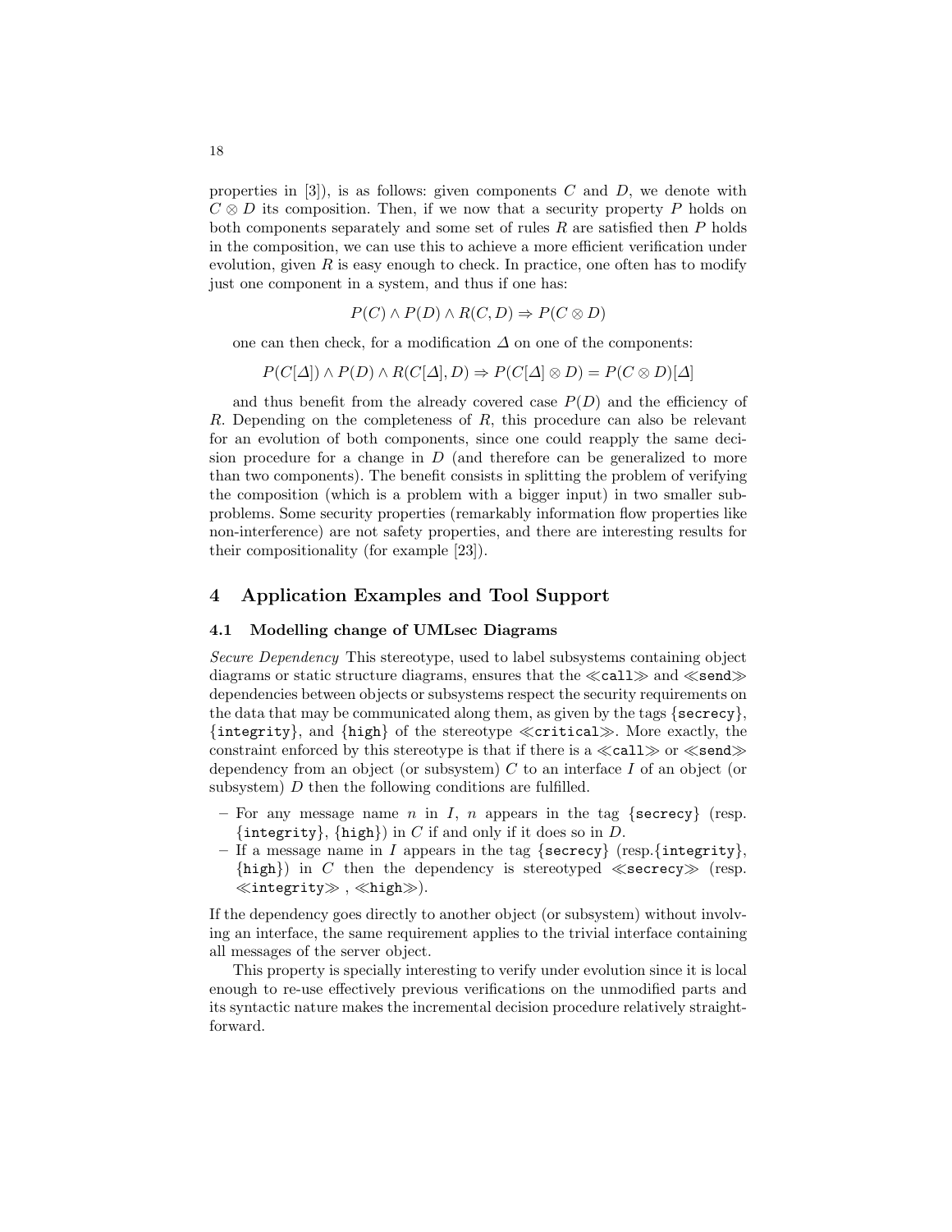properties in [3]), is as follows: given components $C$ and $D$, we denote with $C \otimes D$ its composition. Then, if we now that a security property $P$ holds on both components separately and some set of rules $R$ are satisfied then $P$ holds in the composition, we can use this to achieve a more efficient verification under evolution, given $R$ is easy enough to check. In practice, one often has to modify just one component in a system, and thus if one has:

$$P(C) \wedge P(D) \wedge R(C, D) \Rightarrow P(C \otimes D)$$

one can then check, for a modification $\Delta$ on one of the components:

$$P(C[\Delta]) \wedge P(D) \wedge R(C[\Delta], D) \Rightarrow P(C[\Delta] \otimes D) = P(C \otimes D)[\Delta]$$

and thus benefit from the already covered case $P(D)$ and the efficiency of $R$. Depending on the completeness of $R$, this procedure can also be relevant for an evolution of both components, since one could reapply the same decision procedure for a change in $D$ (and therefore can be generalized to more than two components). The benefit consists in splitting the problem of verifying the composition (which is a problem with a bigger input) in two smaller subproblems. Some security properties (remarkably information flow properties like non-interference) are not safety properties, and there are interesting results for their compositionality (for example [23]).

## 4 Application Examples and Tool Support

### 4.1 Modelling change of UMLsec Diagrams

*Secure Dependency* This stereotype, used to label subsystems containing object diagrams or static structure diagrams, ensures that the ≪call≫ and ≪send≫ dependencies between objects or subsystems respect the security requirements on the data that may be communicated along them, as given by the tags {secrecy}, {integrity}, and {high} of the stereotype ≪critical≫. More exactly, the constraint enforced by this stereotype is that if there is a ≪call≫ or ≪send≫ dependency from an object (or subsystem) $C$ to an interface $I$ of an object (or subsystem) $D$ then the following conditions are fulfilled.

- For any message name $n$ in $I$, $n$ appears in the tag {secrecy} (resp. {integrity}, {high}) in $C$ if and only if it does so in $D$.
- If a message name in $I$ appears in the tag {secrecy} (resp.{integrity}, {high}) in $C$ then the dependency is stereotyped ≪secrecy≫ (resp. ≪integrity≫ , ≪high≫).

If the dependency goes directly to another object (or subsystem) without involving an interface, the same requirement applies to the trivial interface containing all messages of the server object.

This property is specially interesting to verify under evolution since it is local enough to re-use effectively previous verifications on the unmodified parts and its syntactic nature makes the incremental decision procedure relatively straightforward.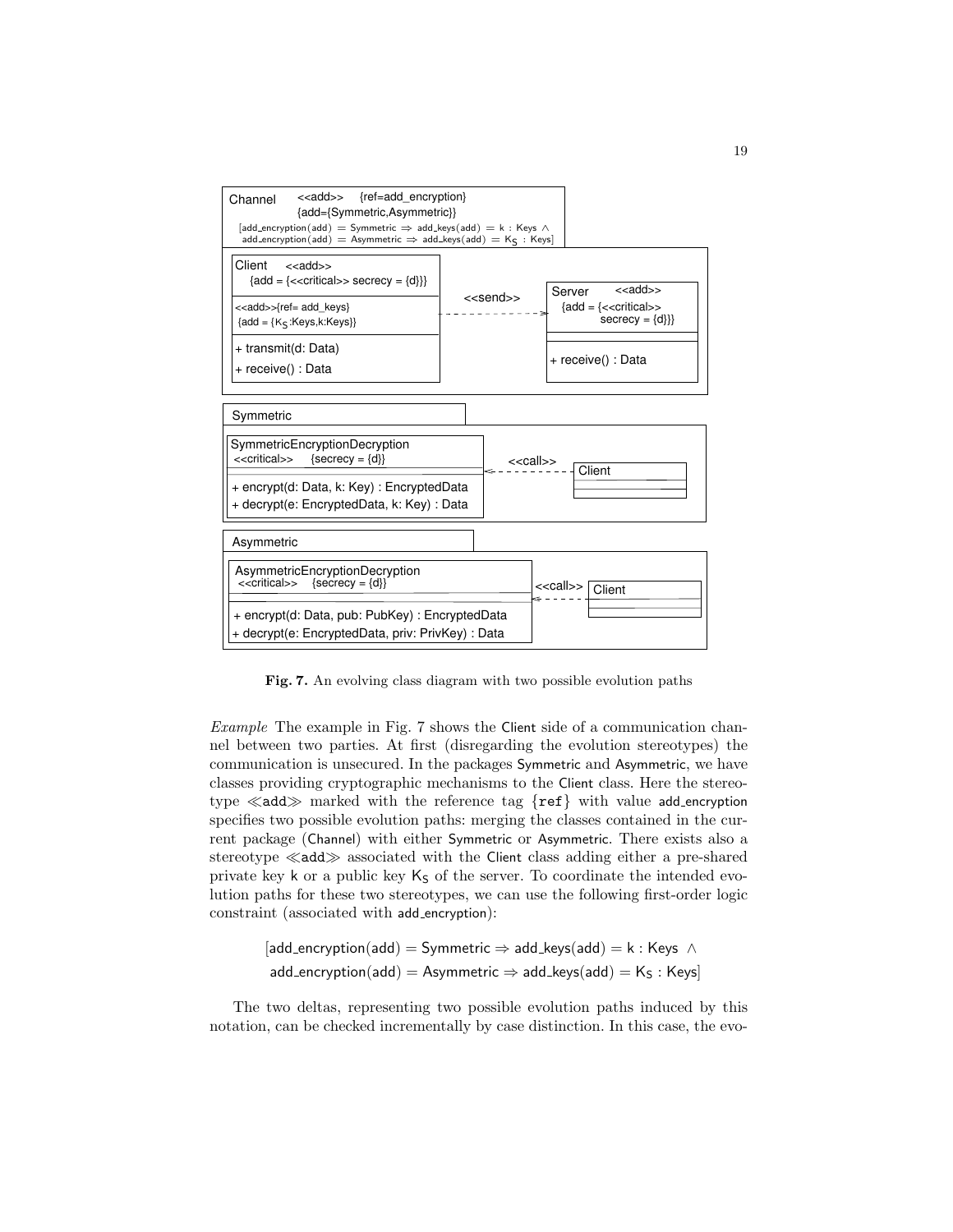Fig. 7. An evolving class diagram with two possible evolution paths

*Example* The example in Fig. 7 shows the Client side of a communication channel between two parties. At first (disregarding the evolution stereotypes) the communication is unsecured. In the packages Symmetric and Asymmetric, we have classes providing cryptographic mechanisms to the Client class. Here the stereotype ≪add≫ marked with the reference tag {ref} with value add_encryption specifies two possible evolution paths: merging the classes contained in the current package (Channel) with either Symmetric or Asymmetric. There exists also a stereotype ≪add≫ associated with the Client class adding either a pre-shared private key k or a public key $K_S$ of the server. To coordinate the intended evolution paths for these two stereotypes, we can use the following first-order logic constraint (associated with add_encryption):

$$[\mathsf{add\_encryption}(\mathsf{add}) = \mathsf{Symmetric} \Rightarrow \mathsf{add\_keys}(\mathsf{add}) = \mathsf{k} : \mathsf{Keys} \ \wedge$$
$$\mathsf{add\_encryption}(\mathsf{add}) = \mathsf{Asymmetric} \Rightarrow \mathsf{add\_keys}(\mathsf{add}) = \mathsf{K_S} : \mathsf{Keys}]$$

The two deltas, representing two possible evolution paths induced by this notation, can be checked incrementally by case distinction. In this case, the evo-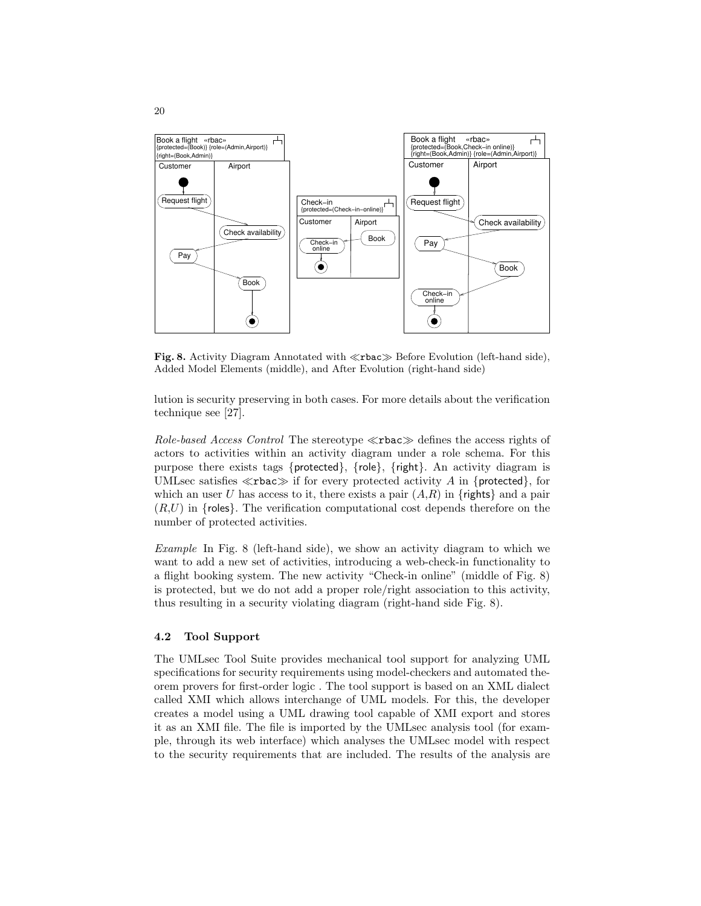Fig. 8. Activity Diagram Annotated with ≪rbac≫ Before Evolution (left-hand side), Added Model Elements (middle), and After Evolution (right-hand side)

lution is security preserving in both cases. For more details about the verification technique see [27].

*Role-based Access Control* The stereotype ≪rbac≫ defines the access rights of actors to activities within an activity diagram under a role schema. For this purpose there exists tags {protected}, {role}, {right}. An activity diagram is UMLsec satisfies ≪rbac≫ if for every protected activity $A$ in {protected}, for which an user $U$ has access to it, there exists a pair $(A,R)$ in {rights} and a pair $(R,U)$ in {roles}. The verification computational cost depends therefore on the number of protected activities.

*Example* In Fig. 8 (left-hand side), we show an activity diagram to which we want to add a new set of activities, introducing a web-check-in functionality to a flight booking system. The new activity "Check-in online" (middle of Fig. 8) is protected, but we do not add a proper role/right association to this activity, thus resulting in a security violating diagram (right-hand side Fig. 8).

### 4.2 Tool Support

The UMLsec Tool Suite provides mechanical tool support for analyzing UML specifications for security requirements using model-checkers and automated theorem provers for first-order logic . The tool support is based on an XML dialect called XMI which allows interchange of UML models. For this, the developer creates a model using a UML drawing tool capable of XMI export and stores it as an XMI file. The file is imported by the UMLsec analysis tool (for example, through its web interface) which analyses the UMLsec model with respect to the security requirements that are included. The results of the analysis are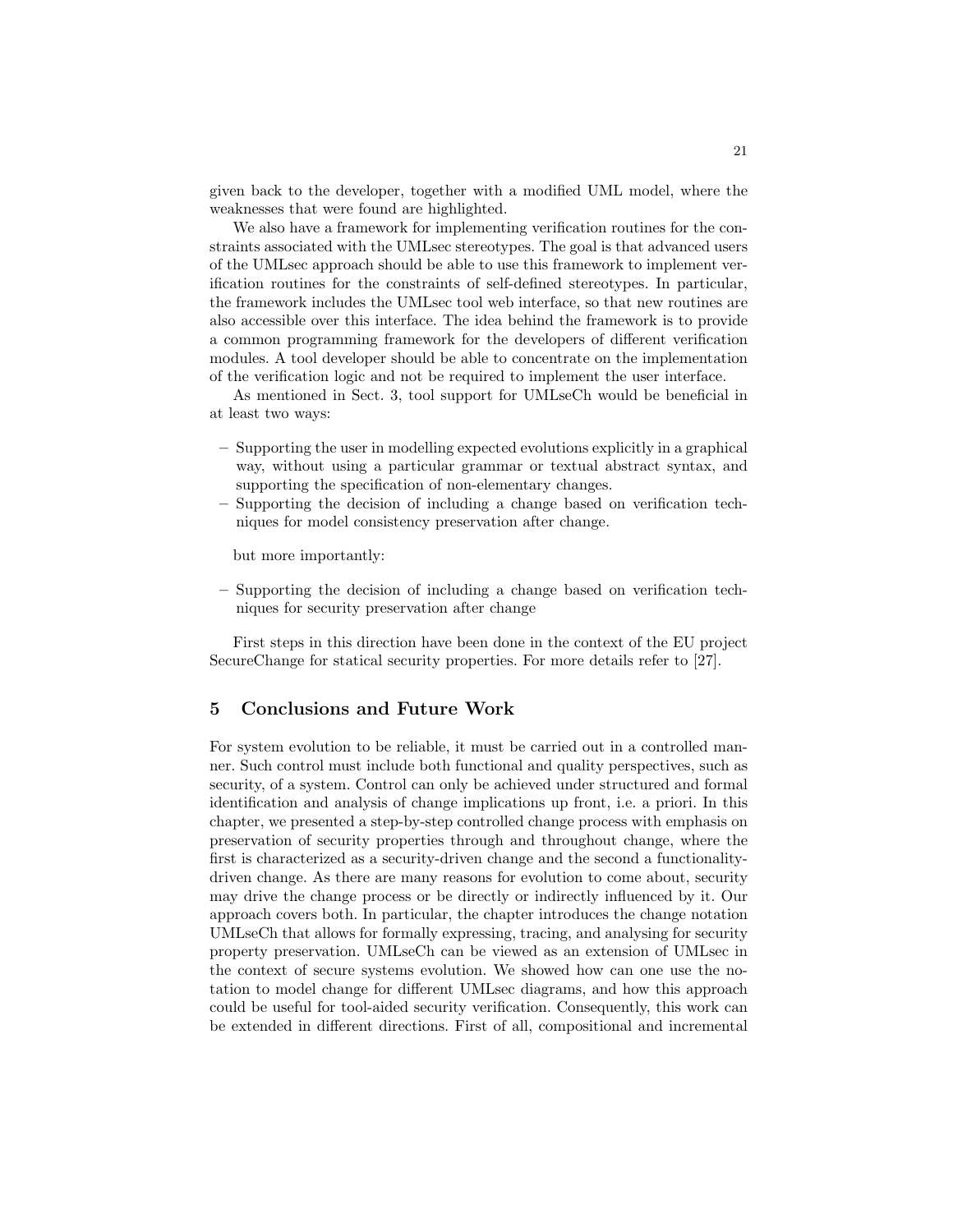given back to the developer, together with a modified UML model, where the weaknesses that were found are highlighted.

We also have a framework for implementing verification routines for the constraints associated with the UMLsec stereotypes. The goal is that advanced users of the UMLsec approach should be able to use this framework to implement verification routines for the constraints of self-defined stereotypes. In particular, the framework includes the UMLsec tool web interface, so that new routines are also accessible over this interface. The idea behind the framework is to provide a common programming framework for the developers of different verification modules. A tool developer should be able to concentrate on the implementation of the verification logic and not be required to implement the user interface.

As mentioned in Sect. 3, tool support for UMLseCh would be beneficial in at least two ways:

- Supporting the user in modelling expected evolutions explicitly in a graphical way, without using a particular grammar or textual abstract syntax, and supporting the specification of non-elementary changes.
- Supporting the decision of including a change based on verification techniques for model consistency preservation after change.

but more importantly:

- Supporting the decision of including a change based on verification techniques for security preservation after change

First steps in this direction have been done in the context of the EU project SecureChange for statical security properties. For more details refer to [27].

## 5 Conclusions and Future Work

For system evolution to be reliable, it must be carried out in a controlled manner. Such control must include both functional and quality perspectives, such as security, of a system. Control can only be achieved under structured and formal identification and analysis of change implications up front, i.e. a priori. In this chapter, we presented a step-by-step controlled change process with emphasis on preservation of security properties through and throughout change, where the first is characterized as a security-driven change and the second a functionality-driven change. As there are many reasons for evolution to come about, security may drive the change process or be directly or indirectly influenced by it. Our approach covers both. In particular, the chapter introduces the change notation UMLseCh that allows for formally expressing, tracing, and analysing for security property preservation. UMLseCh can be viewed as an extension of UMLsec in the context of secure systems evolution. We showed how can one use the notation to model change for different UMLsec diagrams, and how this approach could be useful for tool-aided security verification. Consequently, this work can be extended in different directions. First of all, compositional and incremental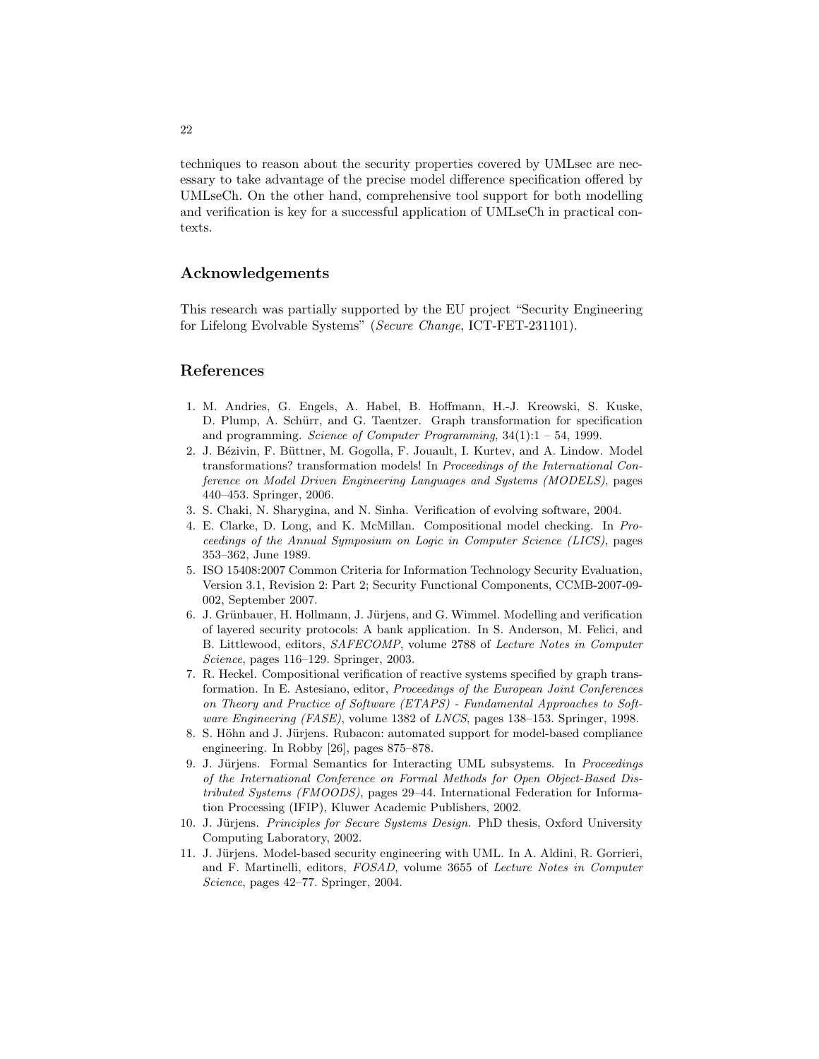techniques to reason about the security properties covered by UMLsec are necessary to take advantage of the precise model difference specification offered by UMLseCh. On the other hand, comprehensive tool support for both modelling and verification is key for a successful application of UMLseCh in practical contexts.

## Acknowledgements

This research was partially supported by the EU project "Security Engineering for Lifelong Evolvable Systems" (*Secure Change*, ICT-FET-231101).

## References

1. M. Andries, G. Engels, A. Habel, B. Hoffmann, H.-J. Kreowski, S. Kuske, D. Plump, A. Schürr, and G. Taentzer. Graph transformation for specification and programming. *Science of Computer Programming*, 34(1):1 – 54, 1999.
2. J. Bézivin, F. Büttner, M. Gogolla, F. Jouault, I. Kurtev, and A. Lindow. Model transformations? transformation models! In *Proceedings of the International Conference on Model Driven Engineering Languages and Systems (MODELS)*, pages 440–453. Springer, 2006.
3. S. Chaki, N. Sharygina, and N. Sinha. Verification of evolving software, 2004.
4. E. Clarke, D. Long, and K. McMillan. Compositional model checking. In *Proceedings of the Annual Symposium on Logic in Computer Science (LICS)*, pages 353–362, June 1989.
5. ISO 15408:2007 Common Criteria for Information Technology Security Evaluation, Version 3.1, Revision 2: Part 2; Security Functional Components, CCMB-2007-09-002, September 2007.
6. J. Grünbauer, H. Hollmann, J. Jürjens, and G. Wimmel. Modelling and verification of layered security protocols: A bank application. In S. Anderson, M. Felici, and B. Littlewood, editors, *SAFECOMP*, volume 2788 of *Lecture Notes in Computer Science*, pages 116–129. Springer, 2003.
7. R. Heckel. Compositional verification of reactive systems specified by graph transformation. In E. Astesiano, editor, *Proceedings of the European Joint Conferences on Theory and Practice of Software (ETAPS) - Fundamental Approaches to Software Engineering (FASE)*, volume 1382 of *LNCS*, pages 138–153. Springer, 1998.
8. S. Höhn and J. Jürjens. Rubacon: automated support for model-based compliance engineering. In Robby [26], pages 875–878.
9. J. Jürjens. Formal Semantics for Interacting UML subsystems. In *Proceedings of the International Conference on Formal Methods for Open Object-Based Distributed Systems (FMOODS)*, pages 29–44. International Federation for Information Processing (IFIP), Kluwer Academic Publishers, 2002.
10. J. Jürjens. *Principles for Secure Systems Design*. PhD thesis, Oxford University Computing Laboratory, 2002.
11. J. Jürjens. Model-based security engineering with UML. In A. Aldini, R. Gorrieri, and F. Martinelli, editors, *FOSAD*, volume 3655 of *Lecture Notes in Computer Science*, pages 42–77. Springer, 2004.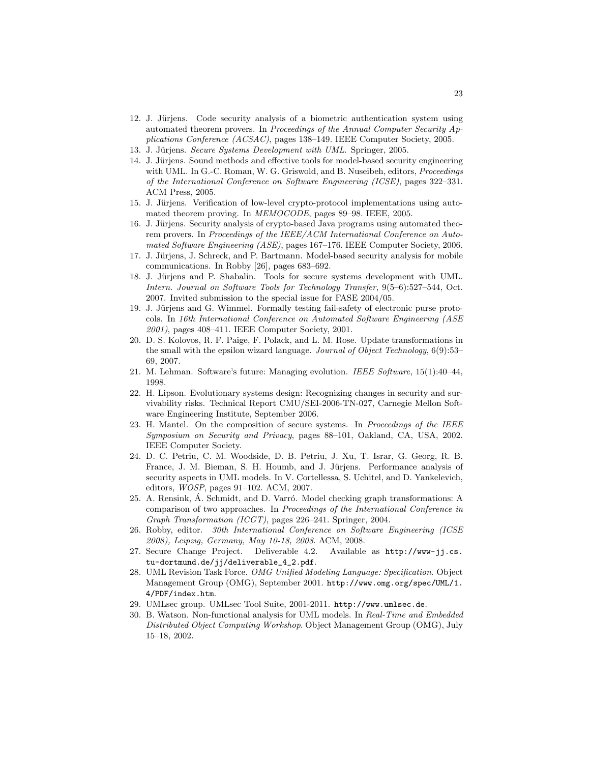12. J. Jürjens. Code security analysis of a biometric authentication system using automated theorem provers. In *Proceedings of the Annual Computer Security Applications Conference (ACSAC)*, pages 138–149. IEEE Computer Society, 2005.
13. J. Jürjens. *Secure Systems Development with UML*. Springer, 2005.
14. J. Jürjens. Sound methods and effective tools for model-based security engineering with UML. In G.-C. Roman, W. G. Griswold, and B. Nuseibeh, editors, *Proceedings of the International Conference on Software Engineering (ICSE)*, pages 322–331. ACM Press, 2005.
15. J. Jürjens. Verification of low-level crypto-protocol implementations using automated theorem proving. In *MEMOCODE*, pages 89–98. IEEE, 2005.
16. J. Jürjens. Security analysis of crypto-based Java programs using automated theorem provers. In *Proceedings of the IEEE/ACM International Conference on Automated Software Engineering (ASE)*, pages 167–176. IEEE Computer Society, 2006.
17. J. Jürjens, J. Schreck, and P. Bartmann. Model-based security analysis for mobile communications. In Robby [26], pages 683–692.
18. J. Jürjens and P. Shabalin. Tools for secure systems development with UML. *Intern. Journal on Software Tools for Technology Transfer*, 9(5–6):527–544, Oct. 2007. Invited submission to the special issue for FASE 2004/05.
19. J. Jürjens and G. Wimmel. Formally testing fail-safety of electronic purse protocols. In *16th International Conference on Automated Software Engineering (ASE 2001)*, pages 408–411. IEEE Computer Society, 2001.
20. D. S. Kolovos, R. F. Paige, F. Polack, and L. M. Rose. Update transformations in the small with the epsilon wizard language. *Journal of Object Technology*, 6(9):53–69, 2007.
21. M. Lehman. Software's future: Managing evolution. *IEEE Software*, 15(1):40–44, 1998.
22. H. Lipson. Evolutionary systems design: Recognizing changes in security and survivability risks. Technical Report CMU/SEI-2006-TN-027, Carnegie Mellon Software Engineering Institute, September 2006.
23. H. Mantel. On the composition of secure systems. In *Proceedings of the IEEE Symposium on Security and Privacy*, pages 88–101, Oakland, CA, USA, 2002. IEEE Computer Society.
24. D. C. Petriu, C. M. Woodside, D. B. Petriu, J. Xu, T. Israr, G. Georg, R. B. France, J. M. Bieman, S. H. Houmb, and J. Jürjens. Performance analysis of security aspects in UML models. In V. Cortellessa, S. Uchitel, and D. Yankelevich, editors, *WOSP*, pages 91–102. ACM, 2007.
25. A. Rensink, Á. Schmidt, and D. Varró. Model checking graph transformations: A comparison of two approaches. In *Proceedings of the International Conference in Graph Transformation (ICGT)*, pages 226–241. Springer, 2004.
26. Robby, editor. *30th International Conference on Software Engineering (ICSE 2008), Leipzig, Germany, May 10-18, 2008*. ACM, 2008.
27. Secure Change Project. Deliverable 4.2. Available as `http://www-jj.cs.tu-dortmund.de/jj/deliverable_4_2.pdf`.
28. UML Revision Task Force. *OMG Unified Modeling Language: Specification*. Object Management Group (OMG), September 2001. `http://www.omg.org/spec/UML/1.4/PDF/index.htm`.
29. UMLsec group. UMLsec Tool Suite, 2001-2011. `http://www.umlsec.de`.
30. B. Watson. Non-functional analysis for UML models. In *Real-Time and Embedded Distributed Object Computing Workshop*. Object Management Group (OMG), July 15–18, 2002.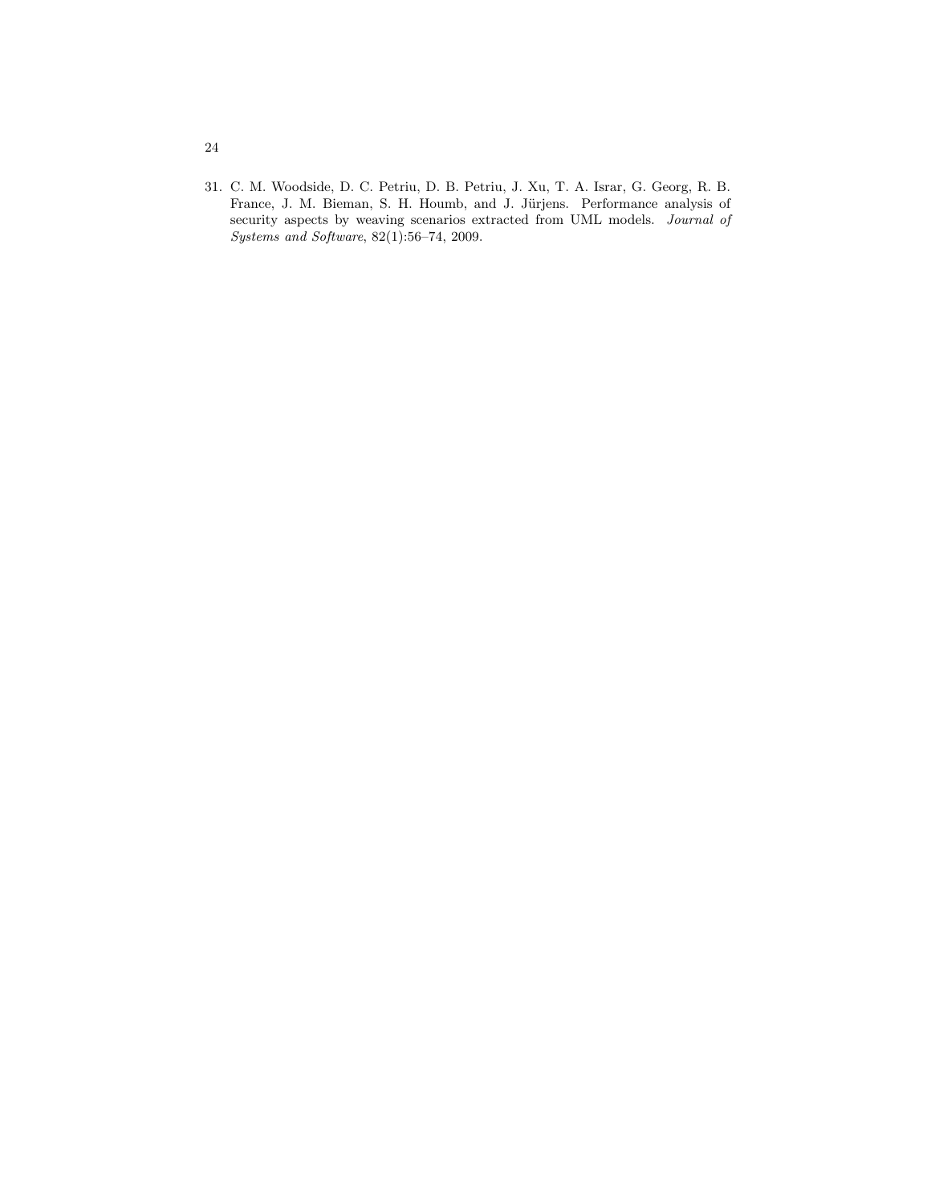31. C. M. Woodside, D. C. Petriu, D. B. Petriu, J. Xu, T. A. Israr, G. Georg, R. B. France, J. M. Bieman, S. H. Houmb, and J. Jürjens. Performance analysis of security aspects by weaving scenarios extracted from UML models. *Journal of Systems and Software*, 82(1):56–74, 2009.